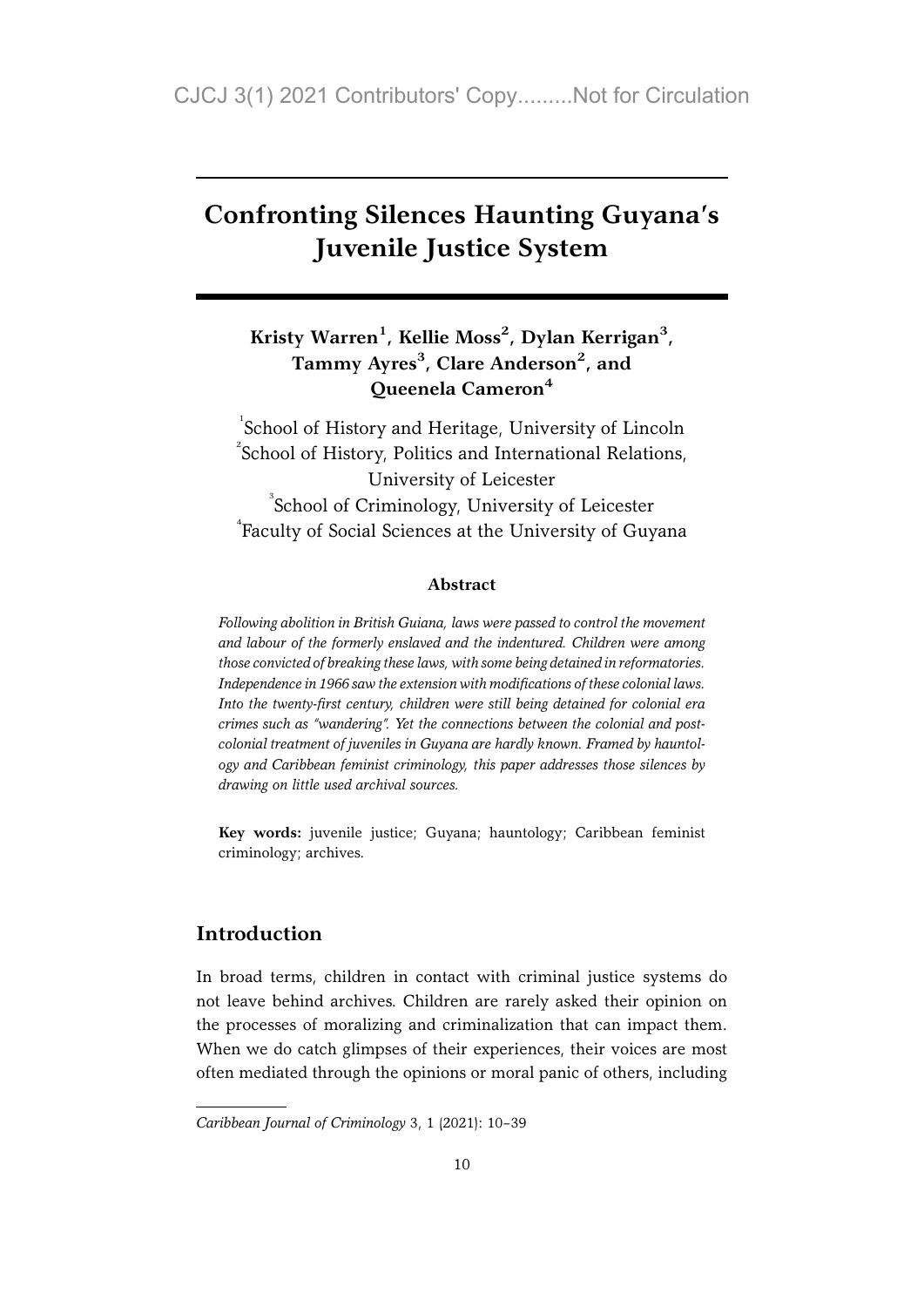# Confronting Silences Haunting Guyana's Juvenile Justice System

**Kristy Warren[1], Kellie Moss[2], Dylan Kerrigan[3], Tammy Ayres[3], Clare Anderson[2], and Queenela Cameron[4]**

[1]School of History and Heritage, University of Lincoln
[2]School of History, Politics and International Relations, University of Leicester
[3]School of Criminology, University of Leicester
[4]Faculty of Social Sciences at the University of Guyana

#### Abstract

*Following abolition in British Guiana, laws were passed to control the movement and labour of the formerly enslaved and the indentured. Children were among those convicted of breaking these laws, with some being detained in reformatories. Independence in 1966 saw the extension with modifications of these colonial laws. Into the twenty-first century, children were still being detained for colonial era crimes such as "wandering". Yet the connections between the colonial and post-colonial treatment of juveniles in Guyana are hardly known. Framed by hauntology and Caribbean feminist criminology, this paper addresses those silences by drawing on little used archival sources.*

**Key words:** juvenile justice; Guyana; hauntology; Caribbean feminist criminology; archives.

## Introduction

In broad terms, children in contact with criminal justice systems do not leave behind archives. Children are rarely asked their opinion on the processes of moralizing and criminalization that can impact them. When we do catch glimpses of their experiences, their voices are most often mediated through the opinions or moral panic of others, including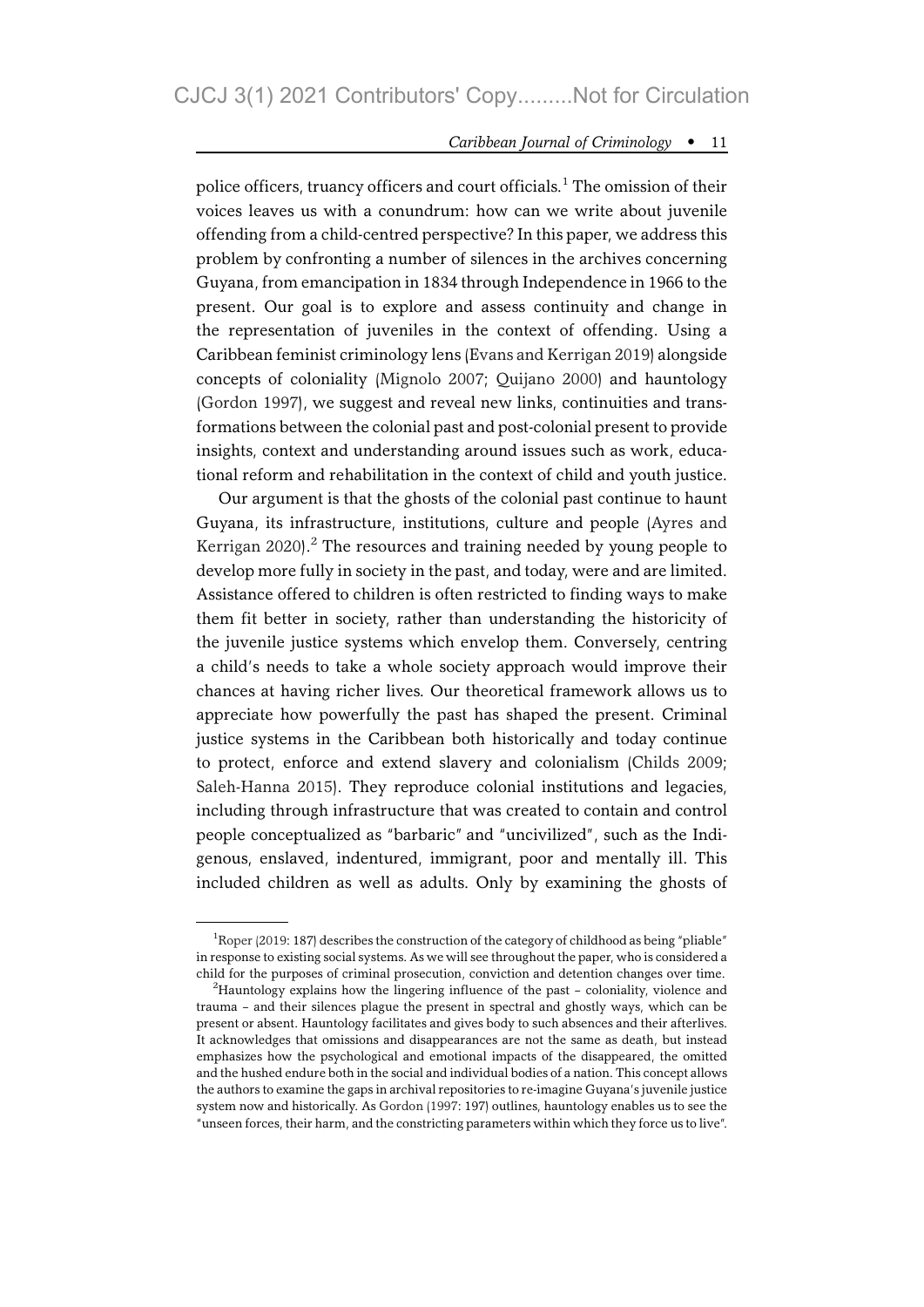police officers, truancy officers and court officials.[1] The omission of their voices leaves us with a conundrum: how can we write about juvenile offending from a child-centred perspective? In this paper, we address this problem by confronting a number of silences in the archives concerning Guyana, from emancipation in 1834 through Independence in 1966 to the present. Our goal is to explore and assess continuity and change in the representation of juveniles in the context of offending. Using a Caribbean feminist criminology lens (Evans and Kerrigan 2019) alongside concepts of coloniality (Mignolo 2007; Quijano 2000) and hauntology (Gordon 1997), we suggest and reveal new links, continuities and transformations between the colonial past and post-colonial present to provide insights, context and understanding around issues such as work, educational reform and rehabilitation in the context of child and youth justice.

Our argument is that the ghosts of the colonial past continue to haunt Guyana, its infrastructure, institutions, culture and people (Ayres and Kerrigan 2020).[2] The resources and training needed by young people to develop more fully in society in the past, and today, were and are limited. Assistance offered to children is often restricted to finding ways to make them fit better in society, rather than understanding the historicity of the juvenile justice systems which envelop them. Conversely, centring a child's needs to take a whole society approach would improve their chances at having richer lives. Our theoretical framework allows us to appreciate how powerfully the past has shaped the present. Criminal justice systems in the Caribbean both historically and today continue to protect, enforce and extend slavery and colonialism (Childs 2009; Saleh-Hanna 2015). They reproduce colonial institutions and legacies, including through infrastructure that was created to contain and control people conceptualized as "barbaric" and "uncivilized", such as the Indigenous, enslaved, indentured, immigrant, poor and mentally ill. This included children as well as adults. Only by examining the ghosts of

---

[1] Roper (2019: 187) describes the construction of the category of childhood as being "pliable" in response to existing social systems. As we will see throughout the paper, who is considered a child for the purposes of criminal prosecution, conviction and detention changes over time.

[2] Hauntology explains how the lingering influence of the past – coloniality, violence and trauma – and their silences plague the present in spectral and ghostly ways, which can be present or absent. Hauntology facilitates and gives body to such absences and their afterlives. It acknowledges that omissions and disappearances are not the same as death, but instead emphasizes how the psychological and emotional impacts of the disappeared, the omitted and the hushed endure both in the social and individual bodies of a nation. This concept allows the authors to examine the gaps in archival repositories to re-imagine Guyana's juvenile justice system now and historically. As Gordon (1997: 197) outlines, hauntology enables us to see the "unseen forces, their harm, and the constricting parameters within which they force us to live".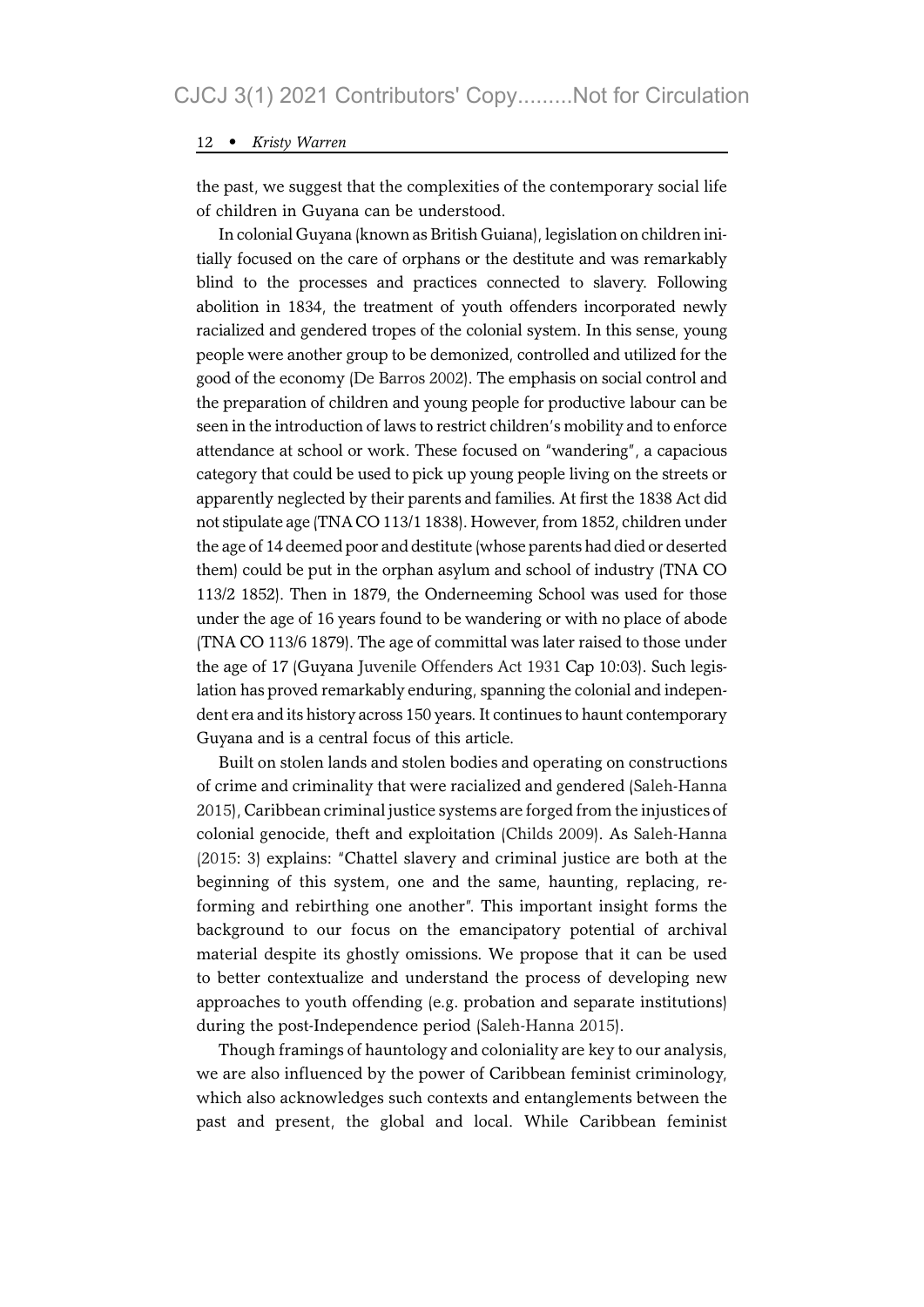the past, we suggest that the complexities of the contemporary social life of children in Guyana can be understood.

In colonial Guyana (known as British Guiana), legislation on children initially focused on the care of orphans or the destitute and was remarkably blind to the processes and practices connected to slavery. Following abolition in 1834, the treatment of youth offenders incorporated newly racialized and gendered tropes of the colonial system. In this sense, young people were another group to be demonized, controlled and utilized for the good of the economy (De Barros 2002). The emphasis on social control and the preparation of children and young people for productive labour can be seen in the introduction of laws to restrict children's mobility and to enforce attendance at school or work. These focused on "wandering", a capacious category that could be used to pick up young people living on the streets or apparently neglected by their parents and families. At first the 1838 Act did not stipulate age (TNA CO 113/1 1838). However, from 1852, children under the age of 14 deemed poor and destitute (whose parents had died or deserted them) could be put in the orphan asylum and school of industry (TNA CO 113/2 1852). Then in 1879, the Onderneeming School was used for those under the age of 16 years found to be wandering or with no place of abode (TNA CO 113/6 1879). The age of committal was later raised to those under the age of 17 (Guyana Juvenile Offenders Act 1931 Cap 10:03). Such legislation has proved remarkably enduring, spanning the colonial and independent era and its history across 150 years. It continues to haunt contemporary Guyana and is a central focus of this article.

Built on stolen lands and stolen bodies and operating on constructions of crime and criminality that were racialized and gendered (Saleh-Hanna 2015), Caribbean criminal justice systems are forged from the injustices of colonial genocide, theft and exploitation (Childs 2009). As Saleh-Hanna (2015: 3) explains: "Chattel slavery and criminal justice are both at the beginning of this system, one and the same, haunting, replacing, re-forming and rebirthing one another". This important insight forms the background to our focus on the emancipatory potential of archival material despite its ghostly omissions. We propose that it can be used to better contextualize and understand the process of developing new approaches to youth offending (e.g. probation and separate institutions) during the post-Independence period (Saleh-Hanna 2015).

Though framings of hauntology and coloniality are key to our analysis, we are also influenced by the power of Caribbean feminist criminology, which also acknowledges such contexts and entanglements between the past and present, the global and local. While Caribbean feminist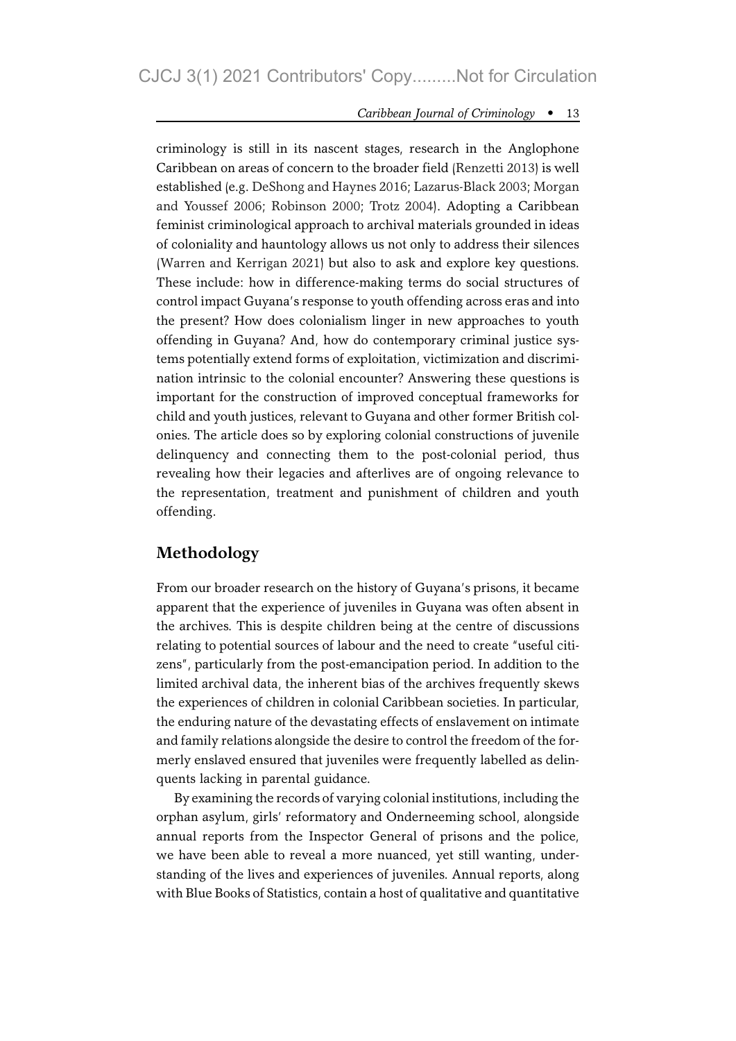criminology is still in its nascent stages, research in the Anglophone Caribbean on areas of concern to the broader field (Renzetti 2013) is well established (e.g. DeShong and Haynes 2016; Lazarus-Black 2003; Morgan and Youssef 2006; Robinson 2000; Trotz 2004). Adopting a Caribbean feminist criminological approach to archival materials grounded in ideas of coloniality and hauntology allows us not only to address their silences (Warren and Kerrigan 2021) but also to ask and explore key questions. These include: how in difference-making terms do social structures of control impact Guyana's response to youth offending across eras and into the present? How does colonialism linger in new approaches to youth offending in Guyana? And, how do contemporary criminal justice systems potentially extend forms of exploitation, victimization and discrimination intrinsic to the colonial encounter? Answering these questions is important for the construction of improved conceptual frameworks for child and youth justices, relevant to Guyana and other former British colonies. The article does so by exploring colonial constructions of juvenile delinquency and connecting them to the post-colonial period, thus revealing how their legacies and afterlives are of ongoing relevance to the representation, treatment and punishment of children and youth offending.

## Methodology

From our broader research on the history of Guyana's prisons, it became apparent that the experience of juveniles in Guyana was often absent in the archives. This is despite children being at the centre of discussions relating to potential sources of labour and the need to create "useful citizens", particularly from the post-emancipation period. In addition to the limited archival data, the inherent bias of the archives frequently skews the experiences of children in colonial Caribbean societies. In particular, the enduring nature of the devastating effects of enslavement on intimate and family relations alongside the desire to control the freedom of the formerly enslaved ensured that juveniles were frequently labelled as delinquents lacking in parental guidance.

By examining the records of varying colonial institutions, including the orphan asylum, girls' reformatory and Onderneeming school, alongside annual reports from the Inspector General of prisons and the police, we have been able to reveal a more nuanced, yet still wanting, understanding of the lives and experiences of juveniles. Annual reports, along with Blue Books of Statistics, contain a host of qualitative and quantitative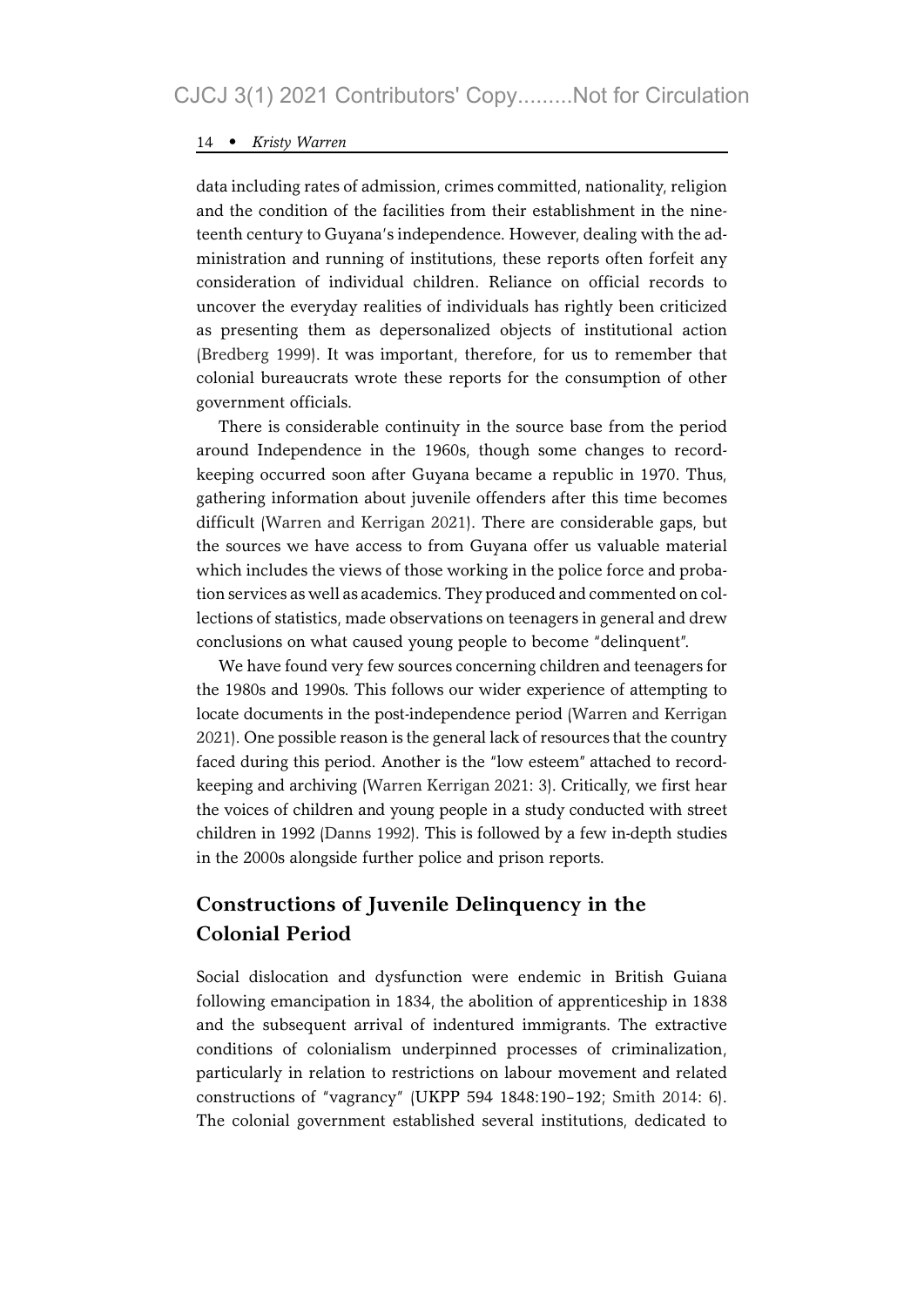data including rates of admission, crimes committed, nationality, religion and the condition of the facilities from their establishment in the nineteenth century to Guyana's independence. However, dealing with the administration and running of institutions, these reports often forfeit any consideration of individual children. Reliance on official records to uncover the everyday realities of individuals has rightly been criticized as presenting them as depersonalized objects of institutional action (Bredberg 1999). It was important, therefore, for us to remember that colonial bureaucrats wrote these reports for the consumption of other government officials.

There is considerable continuity in the source base from the period around Independence in the 1960s, though some changes to record-keeping occurred soon after Guyana became a republic in 1970. Thus, gathering information about juvenile offenders after this time becomes difficult (Warren and Kerrigan 2021). There are considerable gaps, but the sources we have access to from Guyana offer us valuable material which includes the views of those working in the police force and probation services as well as academics. They produced and commented on collections of statistics, made observations on teenagers in general and drew conclusions on what caused young people to become "delinquent".

We have found very few sources concerning children and teenagers for the 1980s and 1990s. This follows our wider experience of attempting to locate documents in the post-independence period (Warren and Kerrigan 2021). One possible reason is the general lack of resources that the country faced during this period. Another is the "low esteem" attached to record-keeping and archiving (Warren Kerrigan 2021: 3). Critically, we first hear the voices of children and young people in a study conducted with street children in 1992 (Danns 1992). This is followed by a few in-depth studies in the 2000s alongside further police and prison reports.

## Constructions of Juvenile Delinquency in the Colonial Period

Social dislocation and dysfunction were endemic in British Guiana following emancipation in 1834, the abolition of apprenticeship in 1838 and the subsequent arrival of indentured immigrants. The extractive conditions of colonialism underpinned processes of criminalization, particularly in relation to restrictions on labour movement and related constructions of "vagrancy" (UKPP 594 1848:190–192; Smith 2014: 6). The colonial government established several institutions, dedicated to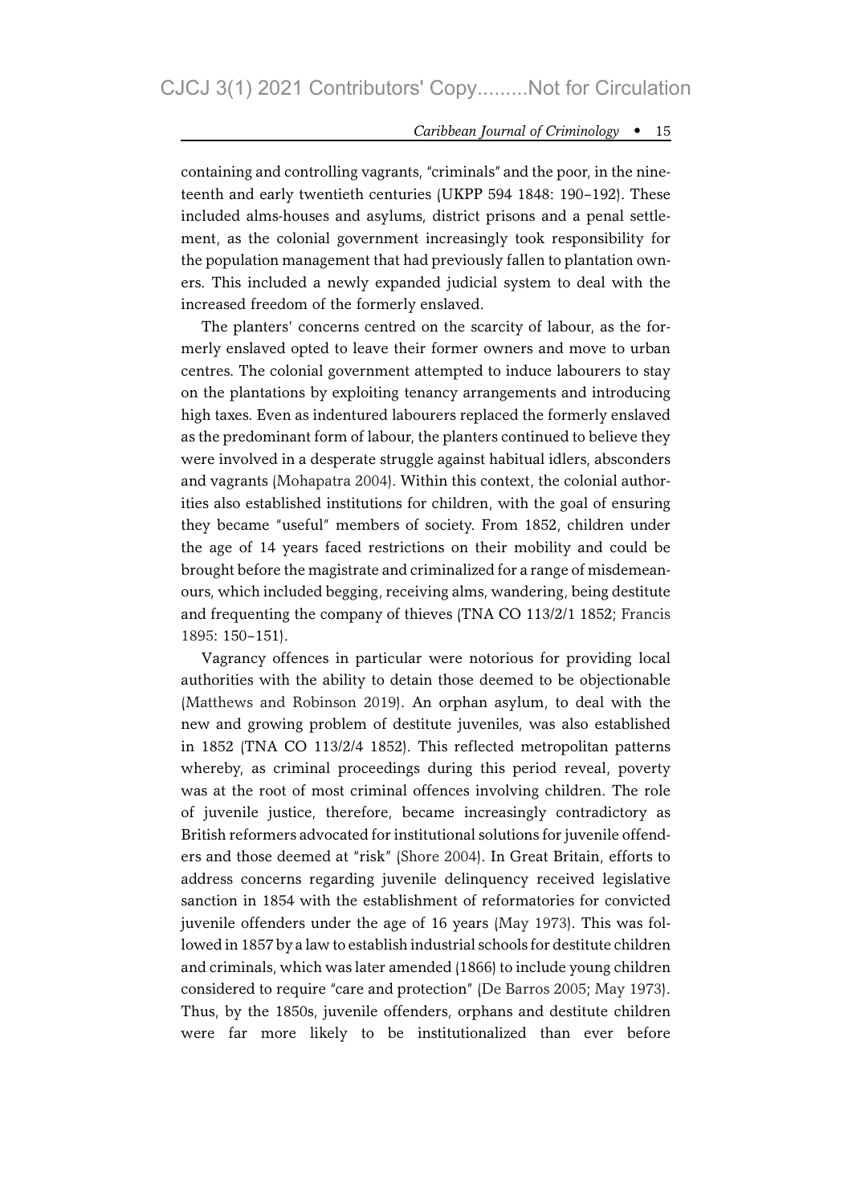containing and controlling vagrants, "criminals" and the poor, in the nineteenth and early twentieth centuries (UKPP 594 1848: 190–192). These included alms-houses and asylums, district prisons and a penal settlement, as the colonial government increasingly took responsibility for the population management that had previously fallen to plantation owners. This included a newly expanded judicial system to deal with the increased freedom of the formerly enslaved.

The planters' concerns centred on the scarcity of labour, as the formerly enslaved opted to leave their former owners and move to urban centres. The colonial government attempted to induce labourers to stay on the plantations by exploiting tenancy arrangements and introducing high taxes. Even as indentured labourers replaced the formerly enslaved as the predominant form of labour, the planters continued to believe they were involved in a desperate struggle against habitual idlers, absconders and vagrants (Mohapatra 2004). Within this context, the colonial authorities also established institutions for children, with the goal of ensuring they became "useful" members of society. From 1852, children under the age of 14 years faced restrictions on their mobility and could be brought before the magistrate and criminalized for a range of misdemeanours, which included begging, receiving alms, wandering, being destitute and frequenting the company of thieves (TNA CO 113/2/1 1852; Francis 1895: 150–151).

Vagrancy offences in particular were notorious for providing local authorities with the ability to detain those deemed to be objectionable (Matthews and Robinson 2019). An orphan asylum, to deal with the new and growing problem of destitute juveniles, was also established in 1852 (TNA CO 113/2/4 1852). This reflected metropolitan patterns whereby, as criminal proceedings during this period reveal, poverty was at the root of most criminal offences involving children. The role of juvenile justice, therefore, became increasingly contradictory as British reformers advocated for institutional solutions for juvenile offenders and those deemed at "risk" (Shore 2004). In Great Britain, efforts to address concerns regarding juvenile delinquency received legislative sanction in 1854 with the establishment of reformatories for convicted juvenile offenders under the age of 16 years (May 1973). This was followed in 1857 by a law to establish industrial schools for destitute children and criminals, which was later amended (1866) to include young children considered to require "care and protection" (De Barros 2005; May 1973). Thus, by the 1850s, juvenile offenders, orphans and destitute children were far more likely to be institutionalized than ever before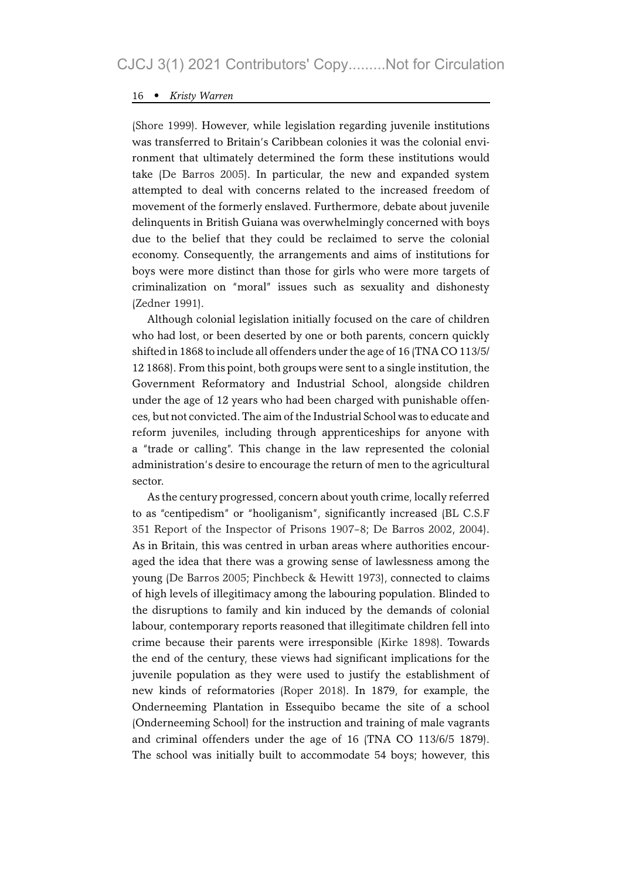(Shore 1999). However, while legislation regarding juvenile institutions was transferred to Britain's Caribbean colonies it was the colonial environment that ultimately determined the form these institutions would take (De Barros 2005). In particular, the new and expanded system attempted to deal with concerns related to the increased freedom of movement of the formerly enslaved. Furthermore, debate about juvenile delinquents in British Guiana was overwhelmingly concerned with boys due to the belief that they could be reclaimed to serve the colonial economy. Consequently, the arrangements and aims of institutions for boys were more distinct than those for girls who were more targets of criminalization on "moral" issues such as sexuality and dishonesty (Zedner 1991).

Although colonial legislation initially focused on the care of children who had lost, or been deserted by one or both parents, concern quickly shifted in 1868 to include all offenders under the age of 16 (TNA CO 113/5/12 1868). From this point, both groups were sent to a single institution, the Government Reformatory and Industrial School, alongside children under the age of 12 years who had been charged with punishable offences, but not convicted. The aim of the Industrial School was to educate and reform juveniles, including through apprenticeships for anyone with a "trade or calling". This change in the law represented the colonial administration's desire to encourage the return of men to the agricultural sector.

As the century progressed, concern about youth crime, locally referred to as "centipedism" or "hooliganism", significantly increased (BL C.S.F 351 Report of the Inspector of Prisons 1907–8; De Barros 2002, 2004). As in Britain, this was centred in urban areas where authorities encouraged the idea that there was a growing sense of lawlessness among the young (De Barros 2005; Pinchbeck & Hewitt 1973), connected to claims of high levels of illegitimacy among the labouring population. Blinded to the disruptions to family and kin induced by the demands of colonial labour, contemporary reports reasoned that illegitimate children fell into crime because their parents were irresponsible (Kirke 1898). Towards the end of the century, these views had significant implications for the juvenile population as they were used to justify the establishment of new kinds of reformatories (Roper 2018). In 1879, for example, the Onderneeming Plantation in Essequibo became the site of a school (Onderneeming School) for the instruction and training of male vagrants and criminal offenders under the age of 16 (TNA CO 113/6/5 1879). The school was initially built to accommodate 54 boys; however, this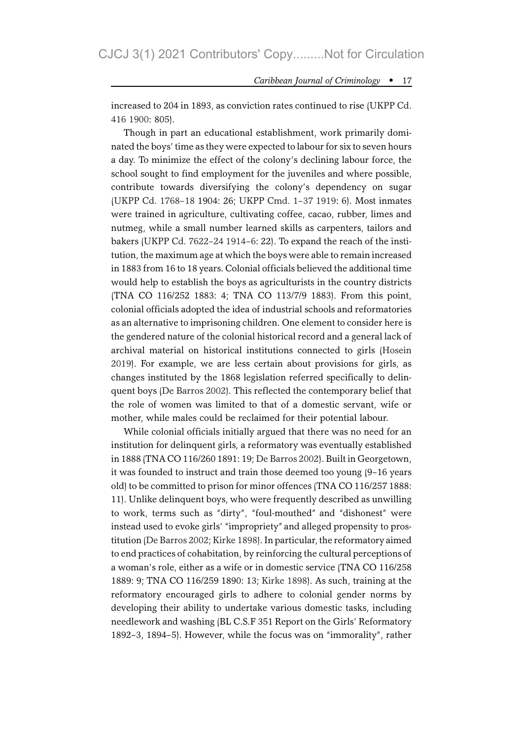increased to 204 in 1893, as conviction rates continued to rise (UKPP Cd. 416 1900: 805).

Though in part an educational establishment, work primarily dominated the boys' time as they were expected to labour for six to seven hours a day. To minimize the effect of the colony's declining labour force, the school sought to find employment for the juveniles and where possible, contribute towards diversifying the colony's dependency on sugar (UKPP Cd. 1768–18 1904: 26; UKPP Cmd. 1–37 1919: 6). Most inmates were trained in agriculture, cultivating coffee, cacao, rubber, limes and nutmeg, while a small number learned skills as carpenters, tailors and bakers (UKPP Cd. 7622–24 1914–6: 22). To expand the reach of the institution, the maximum age at which the boys were able to remain increased in 1883 from 16 to 18 years. Colonial officials believed the additional time would help to establish the boys as agriculturists in the country districts (TNA CO 116/252 1883: 4; TNA CO 113/7/9 1883). From this point, colonial officials adopted the idea of industrial schools and reformatories as an alternative to imprisoning children. One element to consider here is the gendered nature of the colonial historical record and a general lack of archival material on historical institutions connected to girls (Hosein 2019). For example, we are less certain about provisions for girls, as changes instituted by the 1868 legislation referred specifically to delinquent boys (De Barros 2002). This reflected the contemporary belief that the role of women was limited to that of a domestic servant, wife or mother, while males could be reclaimed for their potential labour.

While colonial officials initially argued that there was no need for an institution for delinquent girls, a reformatory was eventually established in 1888 (TNA CO 116/260 1891: 19; De Barros 2002). Built in Georgetown, it was founded to instruct and train those deemed too young (9–16 years old) to be committed to prison for minor offences (TNA CO 116/257 1888: 11). Unlike delinquent boys, who were frequently described as unwilling to work, terms such as "dirty", "foul-mouthed" and "dishonest" were instead used to evoke girls' "impropriety" and alleged propensity to prostitution (De Barros 2002; Kirke 1898). In particular, the reformatory aimed to end practices of cohabitation, by reinforcing the cultural perceptions of a woman's role, either as a wife or in domestic service (TNA CO 116/258 1889: 9; TNA CO 116/259 1890: 13; Kirke 1898). As such, training at the reformatory encouraged girls to adhere to colonial gender norms by developing their ability to undertake various domestic tasks, including needlework and washing (BL C.S.F 351 Report on the Girls' Reformatory 1892–3, 1894–5). However, while the focus was on "immorality", rather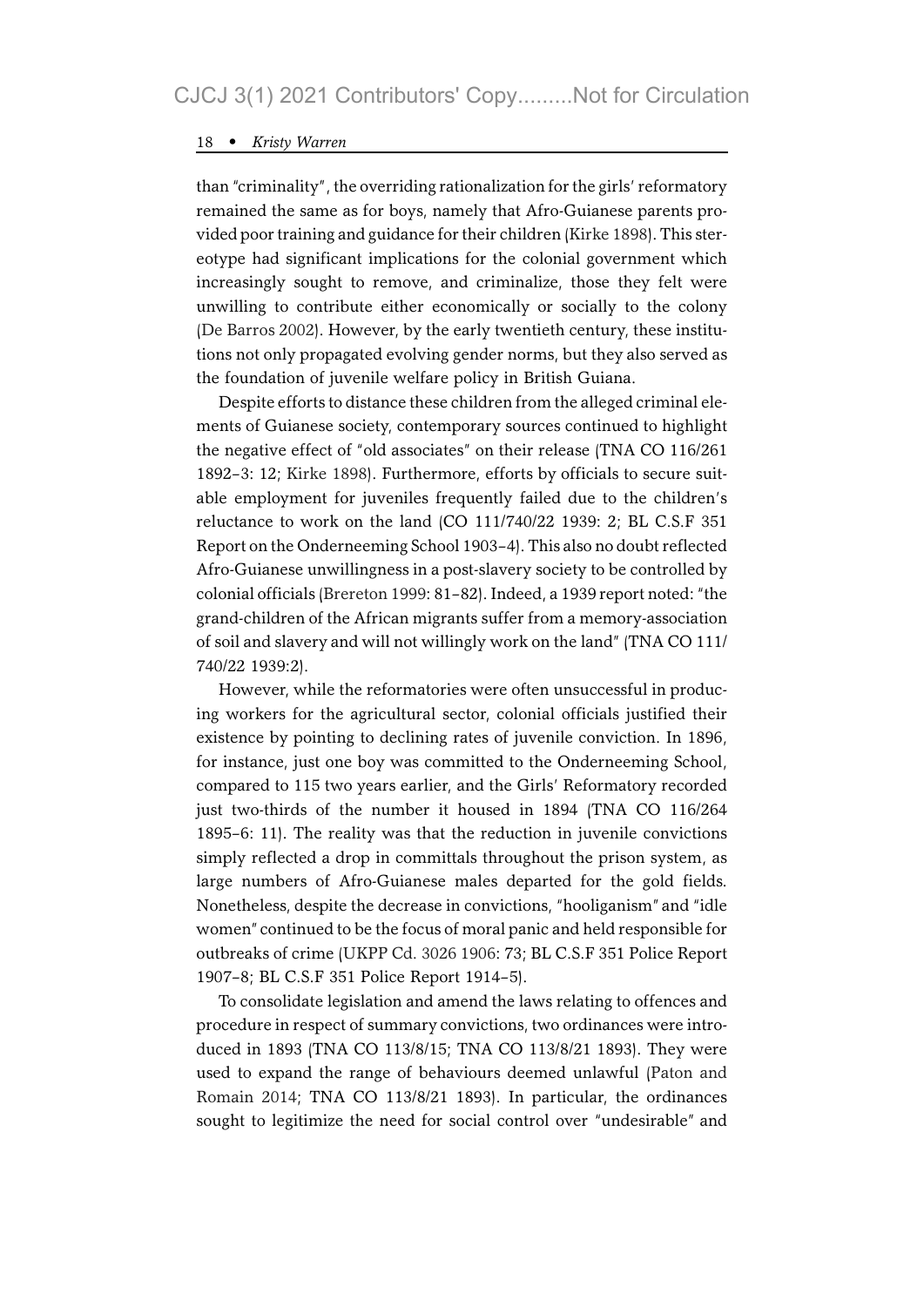than "criminality", the overriding rationalization for the girls' reformatory remained the same as for boys, namely that Afro-Guianese parents provided poor training and guidance for their children (Kirke 1898). This stereotype had significant implications for the colonial government which increasingly sought to remove, and criminalize, those they felt were unwilling to contribute either economically or socially to the colony (De Barros 2002). However, by the early twentieth century, these institutions not only propagated evolving gender norms, but they also served as the foundation of juvenile welfare policy in British Guiana.

Despite efforts to distance these children from the alleged criminal elements of Guianese society, contemporary sources continued to highlight the negative effect of "old associates" on their release (TNA CO 116/261 1892–3: 12; Kirke 1898). Furthermore, efforts by officials to secure suitable employment for juveniles frequently failed due to the children's reluctance to work on the land (CO 111/740/22 1939: 2; BL C.S.F 351 Report on the Onderneeming School 1903–4). This also no doubt reflected Afro-Guianese unwillingness in a post-slavery society to be controlled by colonial officials (Brereton 1999: 81–82). Indeed, a 1939 report noted: "the grand-children of the African migrants suffer from a memory-association of soil and slavery and will not willingly work on the land" (TNA CO 111/740/22 1939:2).

However, while the reformatories were often unsuccessful in producing workers for the agricultural sector, colonial officials justified their existence by pointing to declining rates of juvenile conviction. In 1896, for instance, just one boy was committed to the Onderneeming School, compared to 115 two years earlier, and the Girls' Reformatory recorded just two-thirds of the number it housed in 1894 (TNA CO 116/264 1895–6: 11). The reality was that the reduction in juvenile convictions simply reflected a drop in committals throughout the prison system, as large numbers of Afro-Guianese males departed for the gold fields. Nonetheless, despite the decrease in convictions, "hooliganism" and "idle women" continued to be the focus of moral panic and held responsible for outbreaks of crime (UKPP Cd. 3026 1906: 73; BL C.S.F 351 Police Report 1907–8; BL C.S.F 351 Police Report 1914–5).

To consolidate legislation and amend the laws relating to offences and procedure in respect of summary convictions, two ordinances were introduced in 1893 (TNA CO 113/8/15; TNA CO 113/8/21 1893). They were used to expand the range of behaviours deemed unlawful (Paton and Romain 2014; TNA CO 113/8/21 1893). In particular, the ordinances sought to legitimize the need for social control over "undesirable" and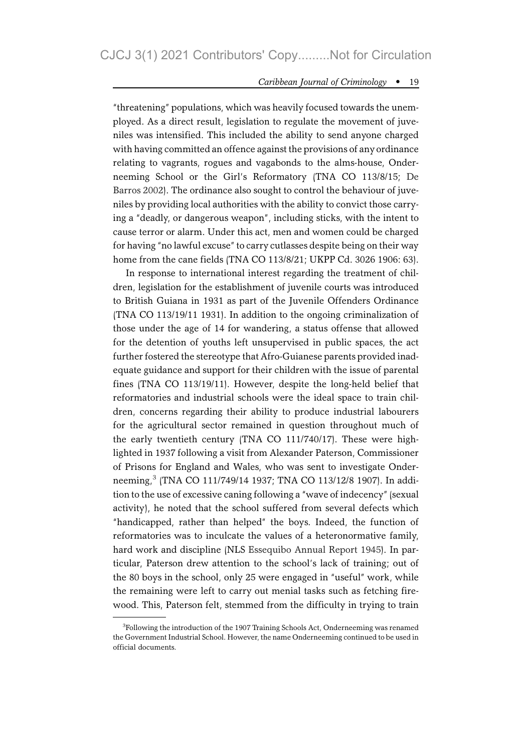"threatening" populations, which was heavily focused towards the unemployed. As a direct result, legislation to regulate the movement of juveniles was intensified. This included the ability to send anyone charged with having committed an offence against the provisions of any ordinance relating to vagrants, rogues and vagabonds to the alms-house, Onderneeming School or the Girl's Reformatory (TNA CO 113/8/15; De Barros 2002). The ordinance also sought to control the behaviour of juveniles by providing local authorities with the ability to convict those carrying a "deadly, or dangerous weapon", including sticks, with the intent to cause terror or alarm. Under this act, men and women could be charged for having "no lawful excuse" to carry cutlasses despite being on their way home from the cane fields (TNA CO 113/8/21; UKPP Cd. 3026 1906: 63).

In response to international interest regarding the treatment of children, legislation for the establishment of juvenile courts was introduced to British Guiana in 1931 as part of the Juvenile Offenders Ordinance (TNA CO 113/19/11 1931). In addition to the ongoing criminalization of those under the age of 14 for wandering, a status offense that allowed for the detention of youths left unsupervised in public spaces, the act further fostered the stereotype that Afro-Guianese parents provided inadequate guidance and support for their children with the issue of parental fines (TNA CO 113/19/11). However, despite the long-held belief that reformatories and industrial schools were the ideal space to train children, concerns regarding their ability to produce industrial labourers for the agricultural sector remained in question throughout much of the early twentieth century (TNA CO 111/740/17). These were highlighted in 1937 following a visit from Alexander Paterson, Commissioner of Prisons for England and Wales, who was sent to investigate Onderneeming,[3] (TNA CO 111/749/14 1937; TNA CO 113/12/8 1907). In addition to the use of excessive caning following a "wave of indecency" (sexual activity), he noted that the school suffered from several defects which "handicapped, rather than helped" the boys. Indeed, the function of reformatories was to inculcate the values of a heteronormative family, hard work and discipline (NLS Essequibo Annual Report 1945). In particular, Paterson drew attention to the school's lack of training; out of the 80 boys in the school, only 25 were engaged in "useful" work, while the remaining were left to carry out menial tasks such as fetching firewood. This, Paterson felt, stemmed from the difficulty in trying to train

[3]Following the introduction of the 1907 Training Schools Act, Onderneeming was renamed the Government Industrial School. However, the name Onderneeming continued to be used in official documents.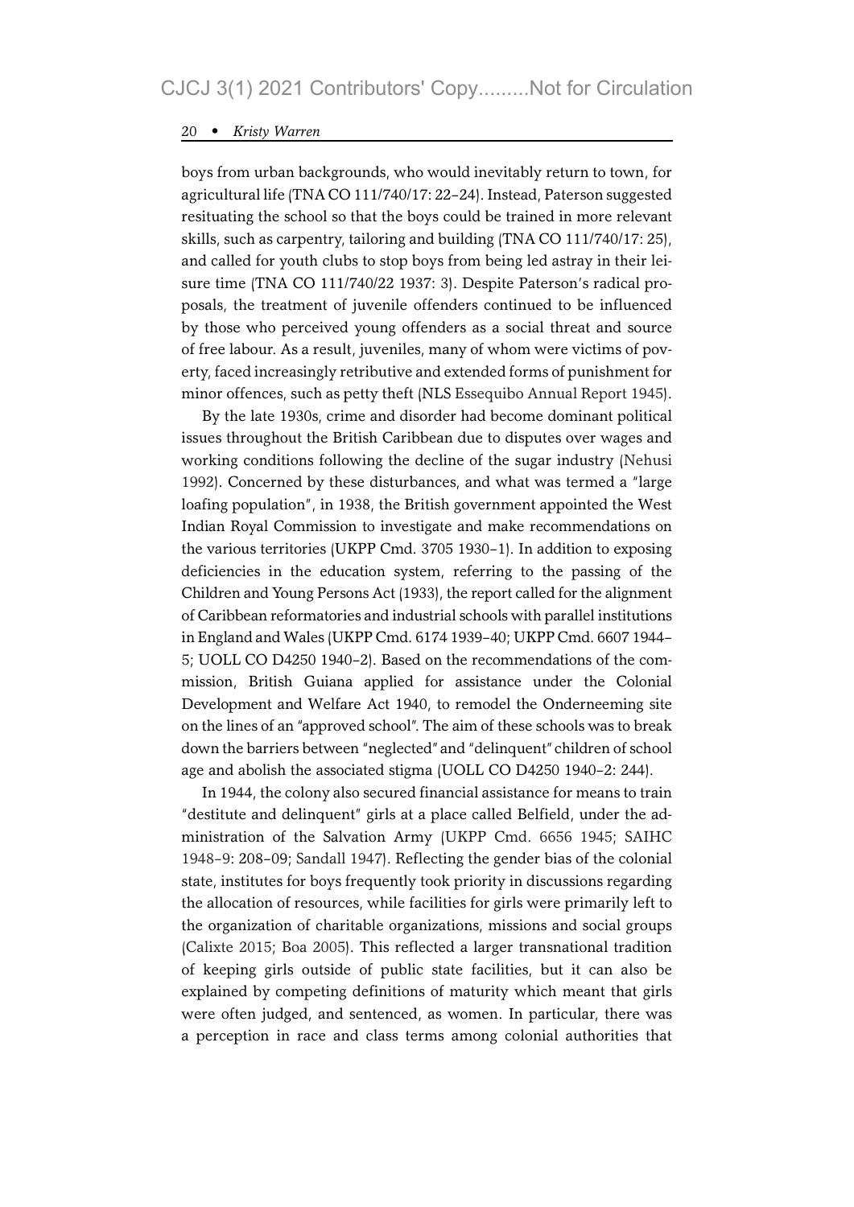boys from urban backgrounds, who would inevitably return to town, for agricultural life (TNA CO 111/740/17: 22–24). Instead, Paterson suggested resituating the school so that the boys could be trained in more relevant skills, such as carpentry, tailoring and building (TNA CO 111/740/17: 25), and called for youth clubs to stop boys from being led astray in their leisure time (TNA CO 111/740/22 1937: 3). Despite Paterson's radical proposals, the treatment of juvenile offenders continued to be influenced by those who perceived young offenders as a social threat and source of free labour. As a result, juveniles, many of whom were victims of poverty, faced increasingly retributive and extended forms of punishment for minor offences, such as petty theft (NLS Essequibo Annual Report 1945).

By the late 1930s, crime and disorder had become dominant political issues throughout the British Caribbean due to disputes over wages and working conditions following the decline of the sugar industry (Nehusi 1992). Concerned by these disturbances, and what was termed a "large loafing population", in 1938, the British government appointed the West Indian Royal Commission to investigate and make recommendations on the various territories (UKPP Cmd. 3705 1930–1). In addition to exposing deficiencies in the education system, referring to the passing of the Children and Young Persons Act (1933), the report called for the alignment of Caribbean reformatories and industrial schools with parallel institutions in England and Wales (UKPP Cmd. 6174 1939–40; UKPP Cmd. 6607 1944–5; UOLL CO D4250 1940–2). Based on the recommendations of the commission, British Guiana applied for assistance under the Colonial Development and Welfare Act 1940, to remodel the Onderneeming site on the lines of an "approved school". The aim of these schools was to break down the barriers between "neglected" and "delinquent" children of school age and abolish the associated stigma (UOLL CO D4250 1940–2: 244).

In 1944, the colony also secured financial assistance for means to train "destitute and delinquent" girls at a place called Belfield, under the administration of the Salvation Army (UKPP Cmd. 6656 1945; SAIHC 1948–9: 208–09; Sandall 1947). Reflecting the gender bias of the colonial state, institutes for boys frequently took priority in discussions regarding the allocation of resources, while facilities for girls were primarily left to the organization of charitable organizations, missions and social groups (Calixte 2015; Boa 2005). This reflected a larger transnational tradition of keeping girls outside of public state facilities, but it can also be explained by competing definitions of maturity which meant that girls were often judged, and sentenced, as women. In particular, there was a perception in race and class terms among colonial authorities that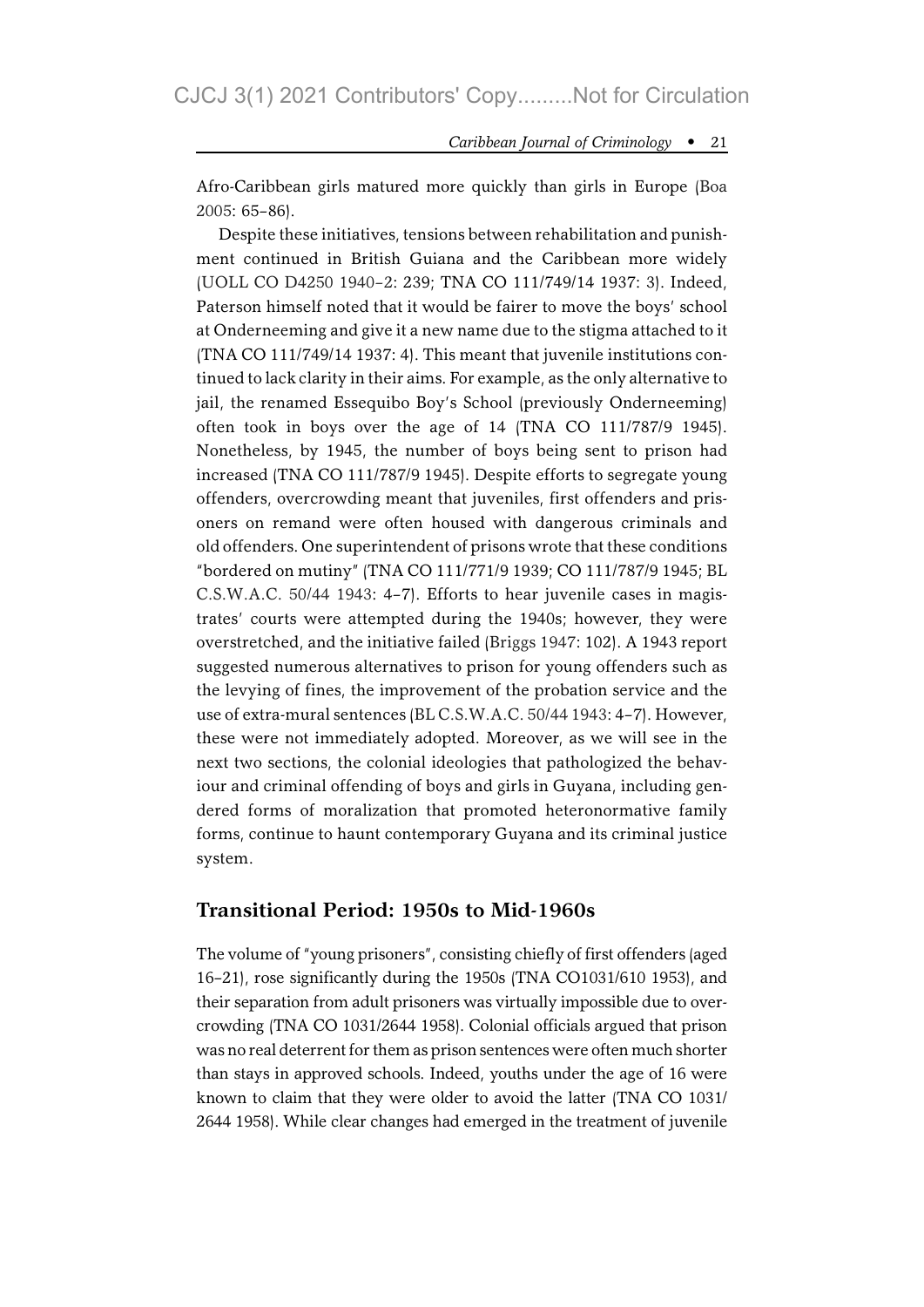Afro-Caribbean girls matured more quickly than girls in Europe (Boa 2005: 65–86).

Despite these initiatives, tensions between rehabilitation and punishment continued in British Guiana and the Caribbean more widely (UOLL CO D4250 1940–2: 239; TNA CO 111/749/14 1937: 3). Indeed, Paterson himself noted that it would be fairer to move the boys' school at Onderneeming and give it a new name due to the stigma attached to it (TNA CO 111/749/14 1937: 4). This meant that juvenile institutions continued to lack clarity in their aims. For example, as the only alternative to jail, the renamed Essequibo Boy's School (previously Onderneeming) often took in boys over the age of 14 (TNA CO 111/787/9 1945). Nonetheless, by 1945, the number of boys being sent to prison had increased (TNA CO 111/787/9 1945). Despite efforts to segregate young offenders, overcrowding meant that juveniles, first offenders and prisoners on remand were often housed with dangerous criminals and old offenders. One superintendent of prisons wrote that these conditions "bordered on mutiny" (TNA CO 111/771/9 1939; CO 111/787/9 1945; BL C.S.W.A.C. 50/44 1943: 4–7). Efforts to hear juvenile cases in magistrates' courts were attempted during the 1940s; however, they were overstretched, and the initiative failed (Briggs 1947: 102). A 1943 report suggested numerous alternatives to prison for young offenders such as the levying of fines, the improvement of the probation service and the use of extra-mural sentences (BL C.S.W.A.C. 50/44 1943: 4–7). However, these were not immediately adopted. Moreover, as we will see in the next two sections, the colonial ideologies that pathologized the behaviour and criminal offending of boys and girls in Guyana, including gendered forms of moralization that promoted heteronormative family forms, continue to haunt contemporary Guyana and its criminal justice system.

## Transitional Period: 1950s to Mid-1960s

The volume of "young prisoners", consisting chiefly of first offenders (aged 16–21), rose significantly during the 1950s (TNA CO1031/610 1953), and their separation from adult prisoners was virtually impossible due to overcrowding (TNA CO 1031/2644 1958). Colonial officials argued that prison was no real deterrent for them as prison sentences were often much shorter than stays in approved schools. Indeed, youths under the age of 16 were known to claim that they were older to avoid the latter (TNA CO 1031/2644 1958). While clear changes had emerged in the treatment of juvenile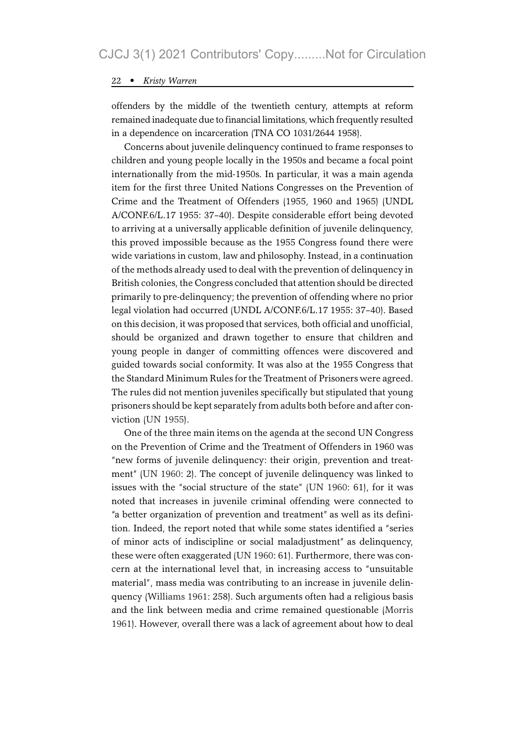offenders by the middle of the twentieth century, attempts at reform remained inadequate due to financial limitations, which frequently resulted in a dependence on incarceration (TNA CO 1031/2644 1958).

Concerns about juvenile delinquency continued to frame responses to children and young people locally in the 1950s and became a focal point internationally from the mid-1950s. In particular, it was a main agenda item for the first three United Nations Congresses on the Prevention of Crime and the Treatment of Offenders (1955, 1960 and 1965) (UNDL A/CONF.6/L.17 1955: 37–40). Despite considerable effort being devoted to arriving at a universally applicable definition of juvenile delinquency, this proved impossible because as the 1955 Congress found there were wide variations in custom, law and philosophy. Instead, in a continuation of the methods already used to deal with the prevention of delinquency in British colonies, the Congress concluded that attention should be directed primarily to pre-delinquency; the prevention of offending where no prior legal violation had occurred (UNDL A/CONF.6/L.17 1955: 37–40). Based on this decision, it was proposed that services, both official and unofficial, should be organized and drawn together to ensure that children and young people in danger of committing offences were discovered and guided towards social conformity. It was also at the 1955 Congress that the Standard Minimum Rules for the Treatment of Prisoners were agreed. The rules did not mention juveniles specifically but stipulated that young prisoners should be kept separately from adults both before and after conviction (UN 1955).

One of the three main items on the agenda at the second UN Congress on the Prevention of Crime and the Treatment of Offenders in 1960 was "new forms of juvenile delinquency: their origin, prevention and treatment" (UN 1960: 2). The concept of juvenile delinquency was linked to issues with the "social structure of the state" (UN 1960: 61), for it was noted that increases in juvenile criminal offending were connected to "a better organization of prevention and treatment" as well as its definition. Indeed, the report noted that while some states identified a "series of minor acts of indiscipline or social maladjustment" as delinquency, these were often exaggerated (UN 1960: 61). Furthermore, there was concern at the international level that, in increasing access to "unsuitable material", mass media was contributing to an increase in juvenile delinquency (Williams 1961: 258). Such arguments often had a religious basis and the link between media and crime remained questionable (Morris 1961). However, overall there was a lack of agreement about how to deal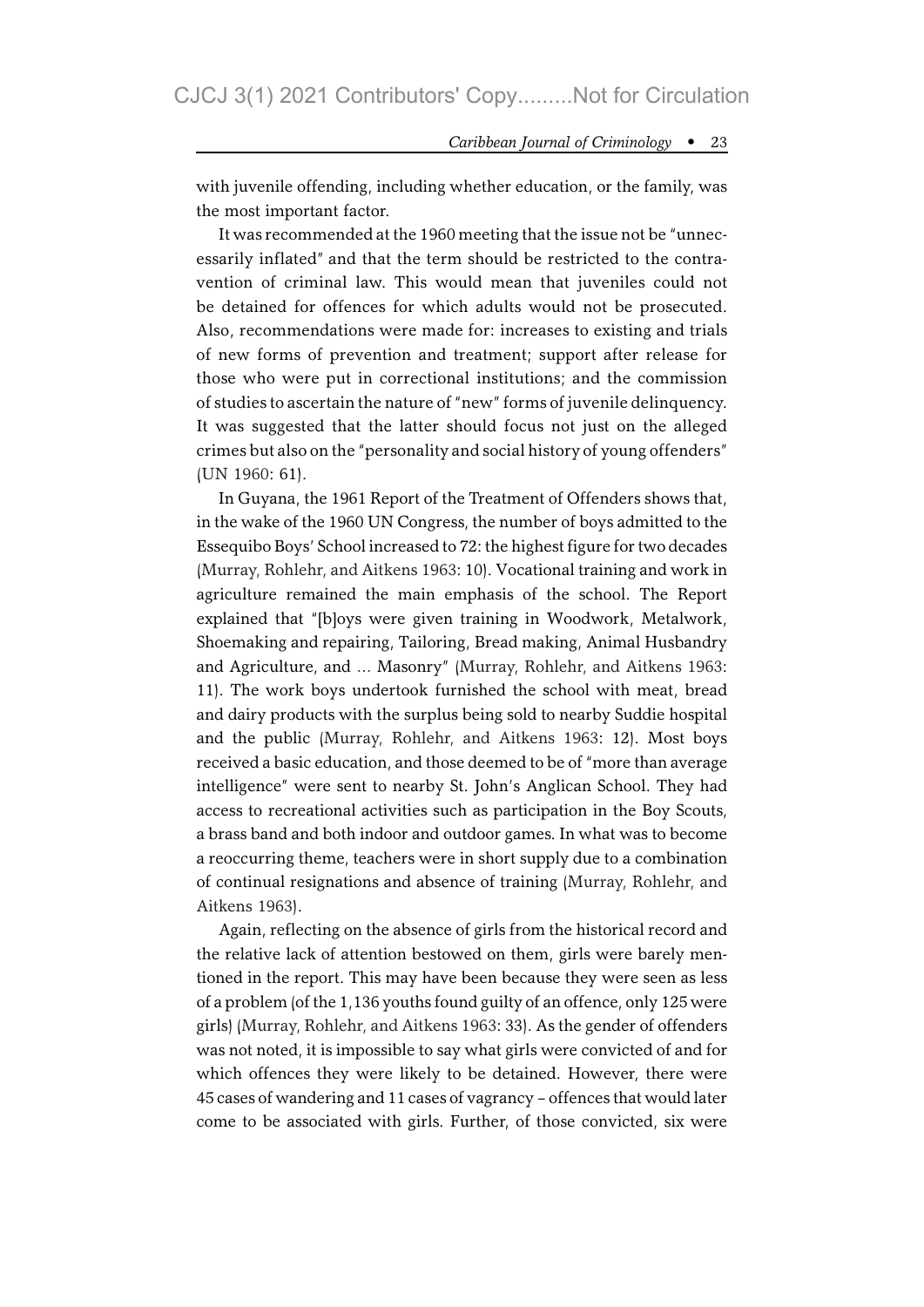with juvenile offending, including whether education, or the family, was the most important factor.

It was recommended at the 1960 meeting that the issue not be "unnecessarily inflated" and that the term should be restricted to the contravention of criminal law. This would mean that juveniles could not be detained for offences for which adults would not be prosecuted. Also, recommendations were made for: increases to existing and trials of new forms of prevention and treatment; support after release for those who were put in correctional institutions; and the commission of studies to ascertain the nature of "new" forms of juvenile delinquency. It was suggested that the latter should focus not just on the alleged crimes but also on the "personality and social history of young offenders" (UN 1960: 61).

In Guyana, the 1961 Report of the Treatment of Offenders shows that, in the wake of the 1960 UN Congress, the number of boys admitted to the Essequibo Boys' School increased to 72: the highest figure for two decades (Murray, Rohlehr, and Aitkens 1963: 10). Vocational training and work in agriculture remained the main emphasis of the school. The Report explained that "[b]oys were given training in Woodwork, Metalwork, Shoemaking and repairing, Tailoring, Bread making, Animal Husbandry and Agriculture, and … Masonry" (Murray, Rohlehr, and Aitkens 1963: 11). The work boys undertook furnished the school with meat, bread and dairy products with the surplus being sold to nearby Suddie hospital and the public (Murray, Rohlehr, and Aitkens 1963: 12). Most boys received a basic education, and those deemed to be of "more than average intelligence" were sent to nearby St. John's Anglican School. They had access to recreational activities such as participation in the Boy Scouts, a brass band and both indoor and outdoor games. In what was to become a reoccurring theme, teachers were in short supply due to a combination of continual resignations and absence of training (Murray, Rohlehr, and Aitkens 1963).

Again, reflecting on the absence of girls from the historical record and the relative lack of attention bestowed on them, girls were barely mentioned in the report. This may have been because they were seen as less of a problem (of the 1,136 youths found guilty of an offence, only 125 were girls) (Murray, Rohlehr, and Aitkens 1963: 33). As the gender of offenders was not noted, it is impossible to say what girls were convicted of and for which offences they were likely to be detained. However, there were 45 cases of wandering and 11 cases of vagrancy – offences that would later come to be associated with girls. Further, of those convicted, six were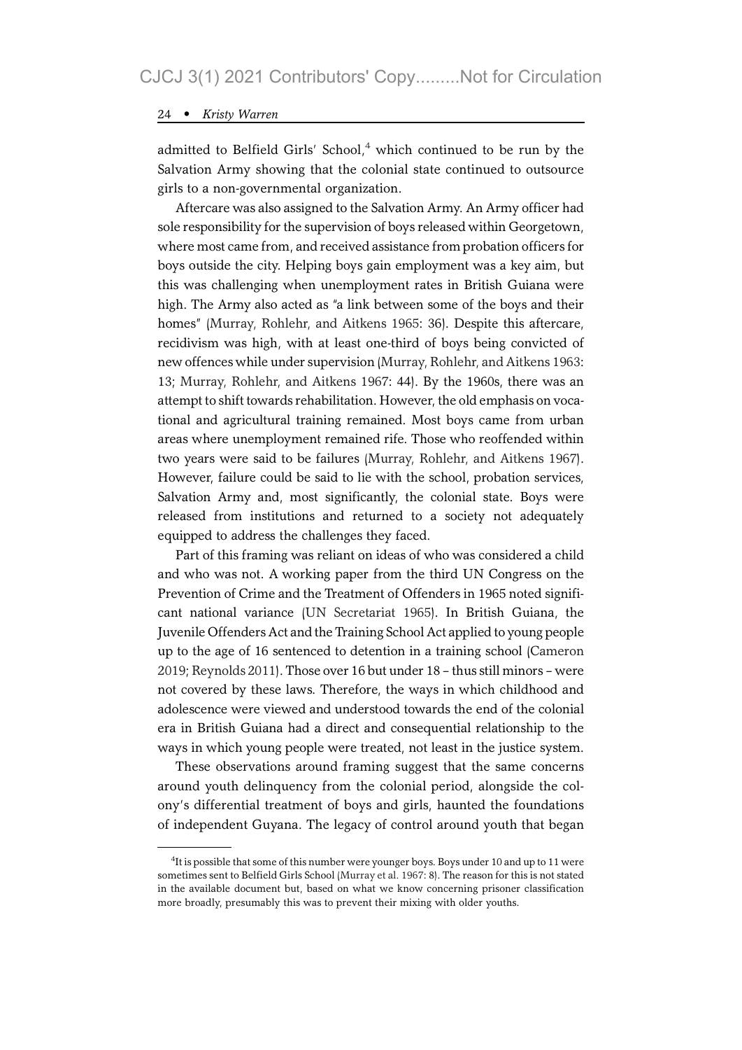admitted to Belfield Girls' School,[4] which continued to be run by the Salvation Army showing that the colonial state continued to outsource girls to a non-governmental organization.

Aftercare was also assigned to the Salvation Army. An Army officer had sole responsibility for the supervision of boys released within Georgetown, where most came from, and received assistance from probation officers for boys outside the city. Helping boys gain employment was a key aim, but this was challenging when unemployment rates in British Guiana were high. The Army also acted as "a link between some of the boys and their homes" (Murray, Rohlehr, and Aitkens 1965: 36). Despite this aftercare, recidivism was high, with at least one-third of boys being convicted of new offences while under supervision (Murray, Rohlehr, and Aitkens 1963: 13; Murray, Rohlehr, and Aitkens 1967: 44). By the 1960s, there was an attempt to shift towards rehabilitation. However, the old emphasis on vocational and agricultural training remained. Most boys came from urban areas where unemployment remained rife. Those who reoffended within two years were said to be failures (Murray, Rohlehr, and Aitkens 1967). However, failure could be said to lie with the school, probation services, Salvation Army and, most significantly, the colonial state. Boys were released from institutions and returned to a society not adequately equipped to address the challenges they faced.

Part of this framing was reliant on ideas of who was considered a child and who was not. A working paper from the third UN Congress on the Prevention of Crime and the Treatment of Offenders in 1965 noted significant national variance (UN Secretariat 1965). In British Guiana, the Juvenile Offenders Act and the Training School Act applied to young people up to the age of 16 sentenced to detention in a training school (Cameron 2019; Reynolds 2011). Those over 16 but under 18 – thus still minors – were not covered by these laws. Therefore, the ways in which childhood and adolescence were viewed and understood towards the end of the colonial era in British Guiana had a direct and consequential relationship to the ways in which young people were treated, not least in the justice system.

These observations around framing suggest that the same concerns around youth delinquency from the colonial period, alongside the colony's differential treatment of boys and girls, haunted the foundations of independent Guyana. The legacy of control around youth that began

[4] It is possible that some of this number were younger boys. Boys under 10 and up to 11 were sometimes sent to Belfield Girls School (Murray et al. 1967: 8). The reason for this is not stated in the available document but, based on what we know concerning prisoner classification more broadly, presumably this was to prevent their mixing with older youths.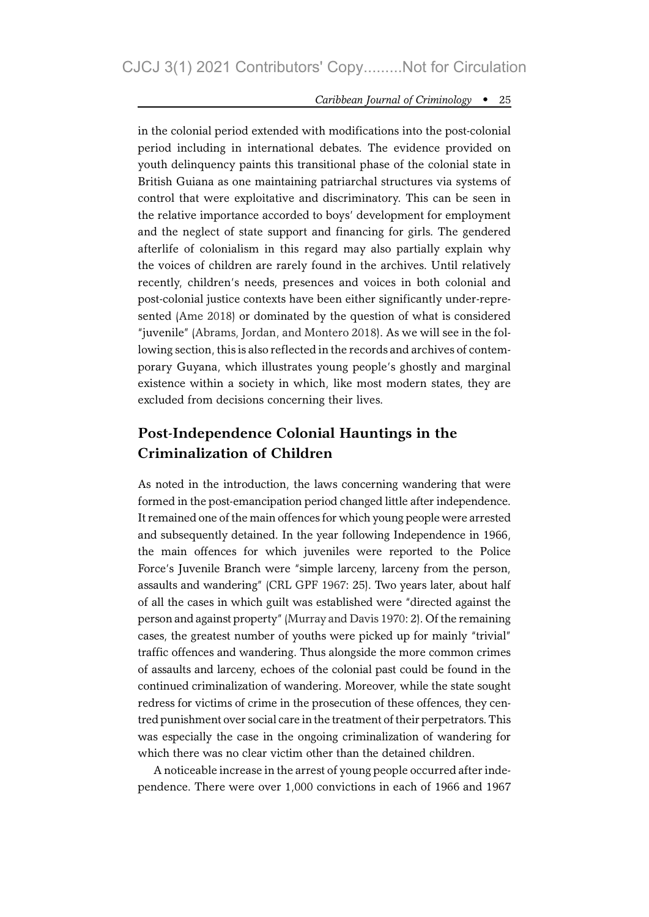in the colonial period extended with modifications into the post-colonial period including in international debates. The evidence provided on youth delinquency paints this transitional phase of the colonial state in British Guiana as one maintaining patriarchal structures via systems of control that were exploitative and discriminatory. This can be seen in the relative importance accorded to boys' development for employment and the neglect of state support and financing for girls. The gendered afterlife of colonialism in this regard may also partially explain why the voices of children are rarely found in the archives. Until relatively recently, children's needs, presences and voices in both colonial and post-colonial justice contexts have been either significantly under-represented (Ame 2018) or dominated by the question of what is considered "juvenile" (Abrams, Jordan, and Montero 2018). As we will see in the following section, this is also reflected in the records and archives of contemporary Guyana, which illustrates young people's ghostly and marginal existence within a society in which, like most modern states, they are excluded from decisions concerning their lives.

## Post-Independence Colonial Hauntings in the Criminalization of Children

As noted in the introduction, the laws concerning wandering that were formed in the post-emancipation period changed little after independence. It remained one of the main offences for which young people were arrested and subsequently detained. In the year following Independence in 1966, the main offences for which juveniles were reported to the Police Force's Juvenile Branch were "simple larceny, larceny from the person, assaults and wandering" (CRL GPF 1967: 25). Two years later, about half of all the cases in which guilt was established were "directed against the person and against property" (Murray and Davis 1970: 2). Of the remaining cases, the greatest number of youths were picked up for mainly "trivial" traffic offences and wandering. Thus alongside the more common crimes of assaults and larceny, echoes of the colonial past could be found in the continued criminalization of wandering. Moreover, while the state sought redress for victims of crime in the prosecution of these offences, they centred punishment over social care in the treatment of their perpetrators. This was especially the case in the ongoing criminalization of wandering for which there was no clear victim other than the detained children.

A noticeable increase in the arrest of young people occurred after independence. There were over 1,000 convictions in each of 1966 and 1967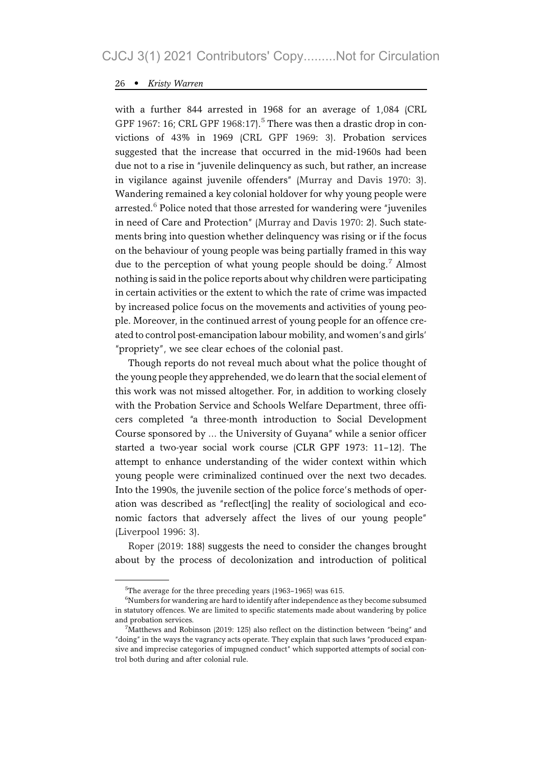with a further 844 arrested in 1968 for an average of 1,084 (CRL GPF 1967: 16; CRL GPF 1968:17).[5] There was then a drastic drop in convictions of 43% in 1969 (CRL GPF 1969: 3). Probation services suggested that the increase that occurred in the mid-1960s had been due not to a rise in "juvenile delinquency as such, but rather, an increase in vigilance against juvenile offenders" (Murray and Davis 1970: 3). Wandering remained a key colonial holdover for why young people were arrested.[6] Police noted that those arrested for wandering were "juveniles in need of Care and Protection" (Murray and Davis 1970: 2). Such statements bring into question whether delinquency was rising or if the focus on the behaviour of young people was being partially framed in this way due to the perception of what young people should be doing.[7] Almost nothing is said in the police reports about why children were participating in certain activities or the extent to which the rate of crime was impacted by increased police focus on the movements and activities of young people. Moreover, in the continued arrest of young people for an offence created to control post-emancipation labour mobility, and women's and girls' "propriety", we see clear echoes of the colonial past.

Though reports do not reveal much about what the police thought of the young people they apprehended, we do learn that the social element of this work was not missed altogether. For, in addition to working closely with the Probation Service and Schools Welfare Department, three officers completed "a three-month introduction to Social Development Course sponsored by … the University of Guyana" while a senior officer started a two-year social work course (CLR GPF 1973: 11–12). The attempt to enhance understanding of the wider context within which young people were criminalized continued over the next two decades. Into the 1990s, the juvenile section of the police force's methods of operation was described as "reflect[ing] the reality of sociological and economic factors that adversely affect the lives of our young people" (Liverpool 1996: 3).

Roper (2019: 188) suggests the need to consider the changes brought about by the process of decolonization and introduction of political

---

[5] The average for the three preceding years (1963–1965) was 615.

[6] Numbers for wandering are hard to identify after independence as they become subsumed in statutory offences. We are limited to specific statements made about wandering by police and probation services.

[7] Matthews and Robinson (2019: 125) also reflect on the distinction between "being" and "doing" in the ways the vagrancy acts operate. They explain that such laws "produced expansive and imprecise categories of impugned conduct" which supported attempts of social control both during and after colonial rule.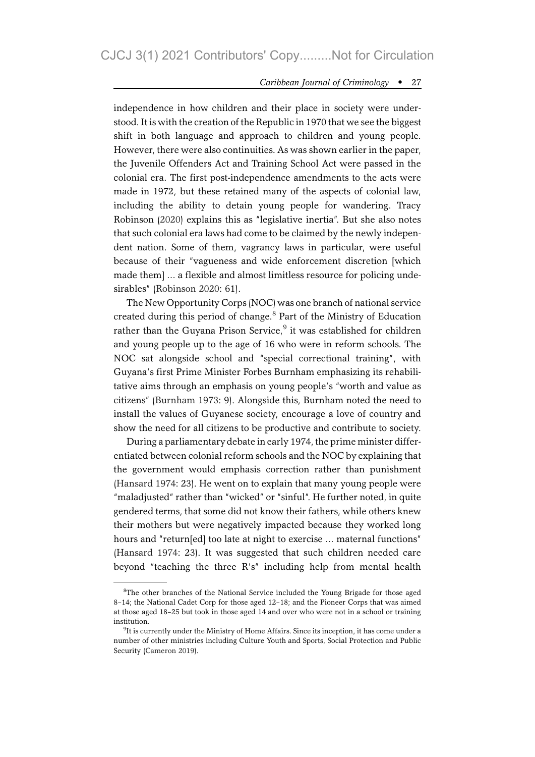independence in how children and their place in society were understood. It is with the creation of the Republic in 1970 that we see the biggest shift in both language and approach to children and young people. However, there were also continuities. As was shown earlier in the paper, the Juvenile Offenders Act and Training School Act were passed in the colonial era. The first post-independence amendments to the acts were made in 1972, but these retained many of the aspects of colonial law, including the ability to detain young people for wandering. Tracy Robinson (2020) explains this as "legislative inertia". But she also notes that such colonial era laws had come to be claimed by the newly independent nation. Some of them, vagrancy laws in particular, were useful because of their "vagueness and wide enforcement discretion [which made them] ... a flexible and almost limitless resource for policing undesirables" (Robinson 2020: 61).

The New Opportunity Corps (NOC) was one branch of national service created during this period of change.[8] Part of the Ministry of Education rather than the Guyana Prison Service,[9] it was established for children and young people up to the age of 16 who were in reform schools. The NOC sat alongside school and "special correctional training", with Guyana's first Prime Minister Forbes Burnham emphasizing its rehabilitative aims through an emphasis on young people's "worth and value as citizens" (Burnham 1973: 9). Alongside this, Burnham noted the need to install the values of Guyanese society, encourage a love of country and show the need for all citizens to be productive and contribute to society.

During a parliamentary debate in early 1974, the prime minister differentiated between colonial reform schools and the NOC by explaining that the government would emphasis correction rather than punishment (Hansard 1974: 23). He went on to explain that many young people were "maladjusted" rather than "wicked" or "sinful". He further noted, in quite gendered terms, that some did not know their fathers, while others knew their mothers but were negatively impacted because they worked long hours and "return[ed] too late at night to exercise ... maternal functions" (Hansard 1974: 23). It was suggested that such children needed care beyond "teaching the three R's" including help from mental health

---

[8] The other branches of the National Service included the Young Brigade for those aged 8–14; the National Cadet Corp for those aged 12–18; and the Pioneer Corps that was aimed at those aged 18–25 but took in those aged 14 and over who were not in a school or training institution.

[9] It is currently under the Ministry of Home Affairs. Since its inception, it has come under a number of other ministries including Culture Youth and Sports, Social Protection and Public Security (Cameron 2019).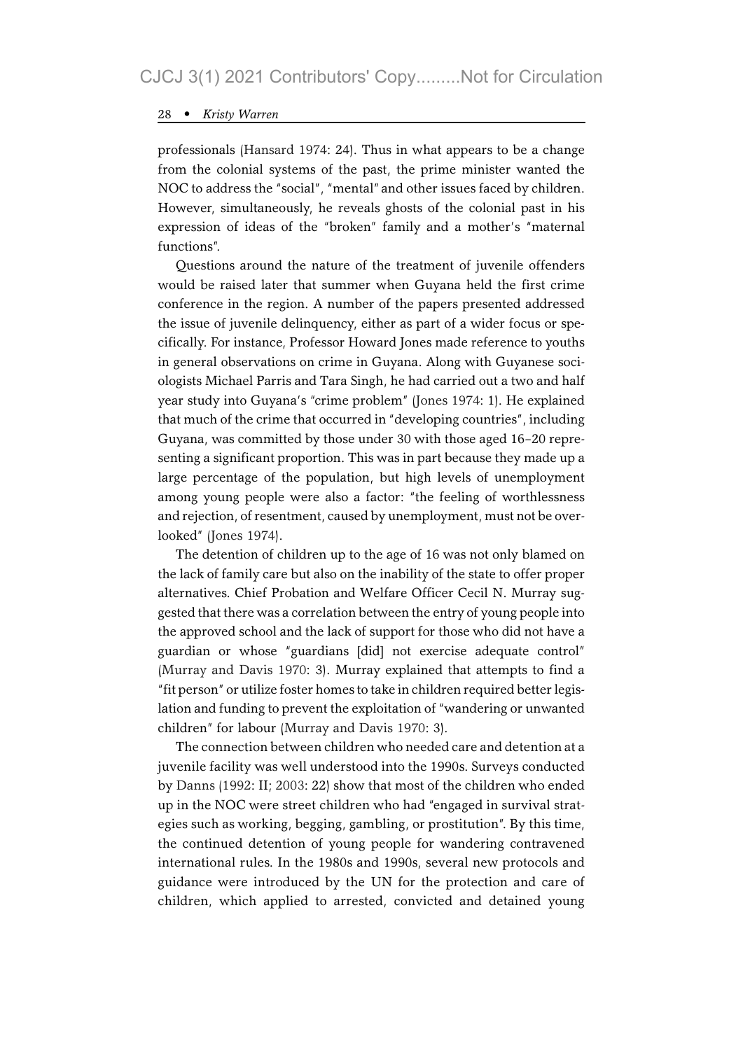professionals (Hansard 1974: 24). Thus in what appears to be a change from the colonial systems of the past, the prime minister wanted the NOC to address the "social", "mental" and other issues faced by children. However, simultaneously, he reveals ghosts of the colonial past in his expression of ideas of the "broken" family and a mother's "maternal functions".

Questions around the nature of the treatment of juvenile offenders would be raised later that summer when Guyana held the first crime conference in the region. A number of the papers presented addressed the issue of juvenile delinquency, either as part of a wider focus or specifically. For instance, Professor Howard Jones made reference to youths in general observations on crime in Guyana. Along with Guyanese sociologists Michael Parris and Tara Singh, he had carried out a two and half year study into Guyana's "crime problem" (Jones 1974: 1). He explained that much of the crime that occurred in "developing countries", including Guyana, was committed by those under 30 with those aged 16–20 representing a significant proportion. This was in part because they made up a large percentage of the population, but high levels of unemployment among young people were also a factor: "the feeling of worthlessness and rejection, of resentment, caused by unemployment, must not be overlooked" (Jones 1974).

The detention of children up to the age of 16 was not only blamed on the lack of family care but also on the inability of the state to offer proper alternatives. Chief Probation and Welfare Officer Cecil N. Murray suggested that there was a correlation between the entry of young people into the approved school and the lack of support for those who did not have a guardian or whose "guardians [did] not exercise adequate control" (Murray and Davis 1970: 3). Murray explained that attempts to find a "fit person" or utilize foster homes to take in children required better legislation and funding to prevent the exploitation of "wandering or unwanted children" for labour (Murray and Davis 1970: 3).

The connection between children who needed care and detention at a juvenile facility was well understood into the 1990s. Surveys conducted by Danns (1992: II; 2003: 22) show that most of the children who ended up in the NOC were street children who had "engaged in survival strategies such as working, begging, gambling, or prostitution". By this time, the continued detention of young people for wandering contravened international rules. In the 1980s and 1990s, several new protocols and guidance were introduced by the UN for the protection and care of children, which applied to arrested, convicted and detained young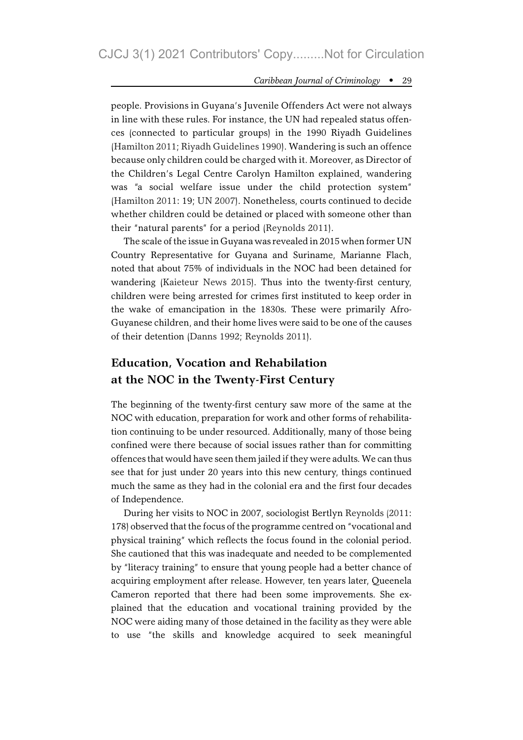people. Provisions in Guyana's Juvenile Offenders Act were not always in line with these rules. For instance, the UN had repealed status offences (connected to particular groups) in the 1990 Riyadh Guidelines (Hamilton 2011; Riyadh Guidelines 1990). Wandering is such an offence because only children could be charged with it. Moreover, as Director of the Children's Legal Centre Carolyn Hamilton explained, wandering was "a social welfare issue under the child protection system" (Hamilton 2011: 19; UN 2007). Nonetheless, courts continued to decide whether children could be detained or placed with someone other than their "natural parents" for a period (Reynolds 2011).

The scale of the issue in Guyana was revealed in 2015 when former UN Country Representative for Guyana and Suriname, Marianne Flach, noted that about 75% of individuals in the NOC had been detained for wandering (Kaieteur News 2015). Thus into the twenty-first century, children were being arrested for crimes first instituted to keep order in the wake of emancipation in the 1830s. These were primarily Afro-Guyanese children, and their home lives were said to be one of the causes of their detention (Danns 1992; Reynolds 2011).

## Education, Vocation and Rehabilation at the NOC in the Twenty-First Century

The beginning of the twenty-first century saw more of the same at the NOC with education, preparation for work and other forms of rehabilitation continuing to be under resourced. Additionally, many of those being confined were there because of social issues rather than for committing offences that would have seen them jailed if they were adults. We can thus see that for just under 20 years into this new century, things continued much the same as they had in the colonial era and the first four decades of Independence.

During her visits to NOC in 2007, sociologist Bertlyn Reynolds (2011: 178) observed that the focus of the programme centred on "vocational and physical training" which reflects the focus found in the colonial period. She cautioned that this was inadequate and needed to be complemented by "literacy training" to ensure that young people had a better chance of acquiring employment after release. However, ten years later, Queenela Cameron reported that there had been some improvements. She explained that the education and vocational training provided by the NOC were aiding many of those detained in the facility as they were able to use "the skills and knowledge acquired to seek meaningful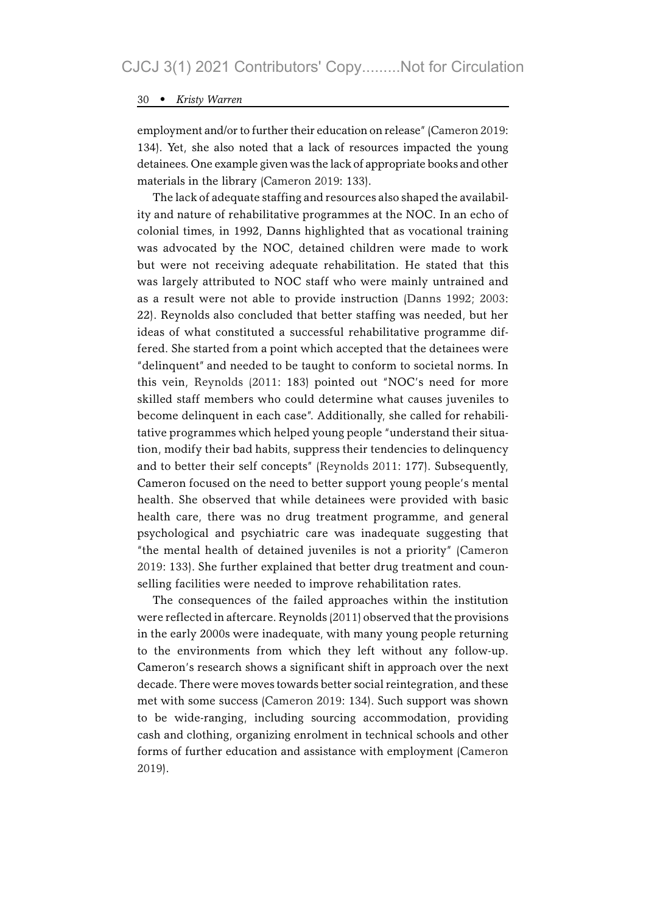employment and/or to further their education on release" (Cameron 2019: 134). Yet, she also noted that a lack of resources impacted the young detainees. One example given was the lack of appropriate books and other materials in the library (Cameron 2019: 133).

The lack of adequate staffing and resources also shaped the availability and nature of rehabilitative programmes at the NOC. In an echo of colonial times, in 1992, Danns highlighted that as vocational training was advocated by the NOC, detained children were made to work but were not receiving adequate rehabilitation. He stated that this was largely attributed to NOC staff who were mainly untrained and as a result were not able to provide instruction (Danns 1992; 2003: 22). Reynolds also concluded that better staffing was needed, but her ideas of what constituted a successful rehabilitative programme differed. She started from a point which accepted that the detainees were "delinquent" and needed to be taught to conform to societal norms. In this vein, Reynolds (2011: 183) pointed out "NOC's need for more skilled staff members who could determine what causes juveniles to become delinquent in each case". Additionally, she called for rehabilitative programmes which helped young people "understand their situation, modify their bad habits, suppress their tendencies to delinquency and to better their self concepts" (Reynolds 2011: 177). Subsequently, Cameron focused on the need to better support young people's mental health. She observed that while detainees were provided with basic health care, there was no drug treatment programme, and general psychological and psychiatric care was inadequate suggesting that "the mental health of detained juveniles is not a priority" (Cameron 2019: 133). She further explained that better drug treatment and counselling facilities were needed to improve rehabilitation rates.

The consequences of the failed approaches within the institution were reflected in aftercare. Reynolds (2011) observed that the provisions in the early 2000s were inadequate, with many young people returning to the environments from which they left without any follow-up. Cameron's research shows a significant shift in approach over the next decade. There were moves towards better social reintegration, and these met with some success (Cameron 2019: 134). Such support was shown to be wide-ranging, including sourcing accommodation, providing cash and clothing, organizing enrolment in technical schools and other forms of further education and assistance with employment (Cameron 2019).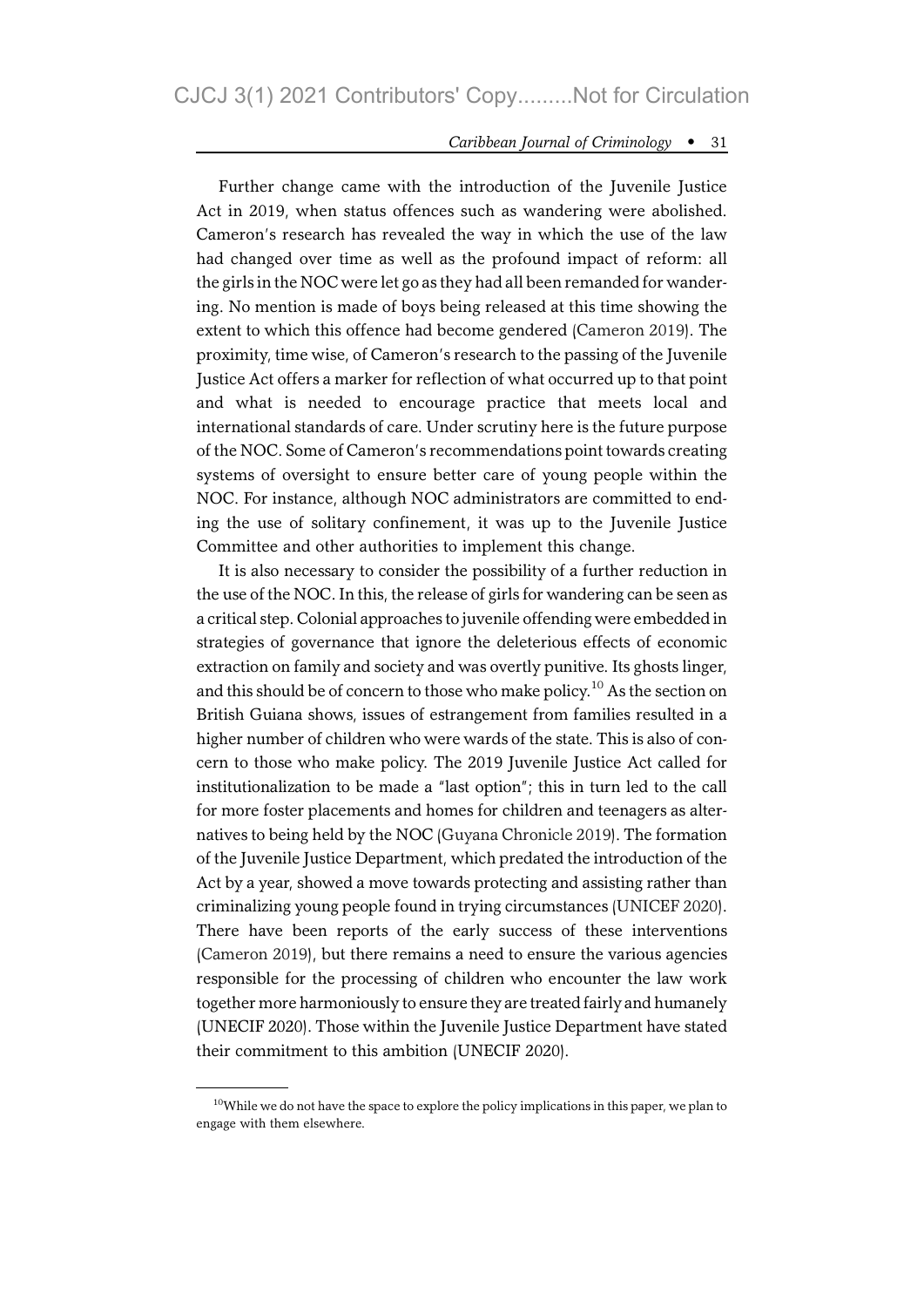Further change came with the introduction of the Juvenile Justice Act in 2019, when status offences such as wandering were abolished. Cameron's research has revealed the way in which the use of the law had changed over time as well as the profound impact of reform: all the girls in the NOC were let go as they had all been remanded for wandering. No mention is made of boys being released at this time showing the extent to which this offence had become gendered (Cameron 2019). The proximity, time wise, of Cameron's research to the passing of the Juvenile Justice Act offers a marker for reflection of what occurred up to that point and what is needed to encourage practice that meets local and international standards of care. Under scrutiny here is the future purpose of the NOC. Some of Cameron's recommendations point towards creating systems of oversight to ensure better care of young people within the NOC. For instance, although NOC administrators are committed to ending the use of solitary confinement, it was up to the Juvenile Justice Committee and other authorities to implement this change.

It is also necessary to consider the possibility of a further reduction in the use of the NOC. In this, the release of girls for wandering can be seen as a critical step. Colonial approaches to juvenile offending were embedded in strategies of governance that ignore the deleterious effects of economic extraction on family and society and was overtly punitive. Its ghosts linger, and this should be of concern to those who make policy.[10] As the section on British Guiana shows, issues of estrangement from families resulted in a higher number of children who were wards of the state. This is also of concern to those who make policy. The 2019 Juvenile Justice Act called for institutionalization to be made a "last option"; this in turn led to the call for more foster placements and homes for children and teenagers as alternatives to being held by the NOC (Guyana Chronicle 2019). The formation of the Juvenile Justice Department, which predated the introduction of the Act by a year, showed a move towards protecting and assisting rather than criminalizing young people found in trying circumstances (UNICEF 2020). There have been reports of the early success of these interventions (Cameron 2019), but there remains a need to ensure the various agencies responsible for the processing of children who encounter the law work together more harmoniously to ensure they are treated fairly and humanely (UNECIF 2020). Those within the Juvenile Justice Department have stated their commitment to this ambition (UNECIF 2020).

[10] While we do not have the space to explore the policy implications in this paper, we plan to engage with them elsewhere.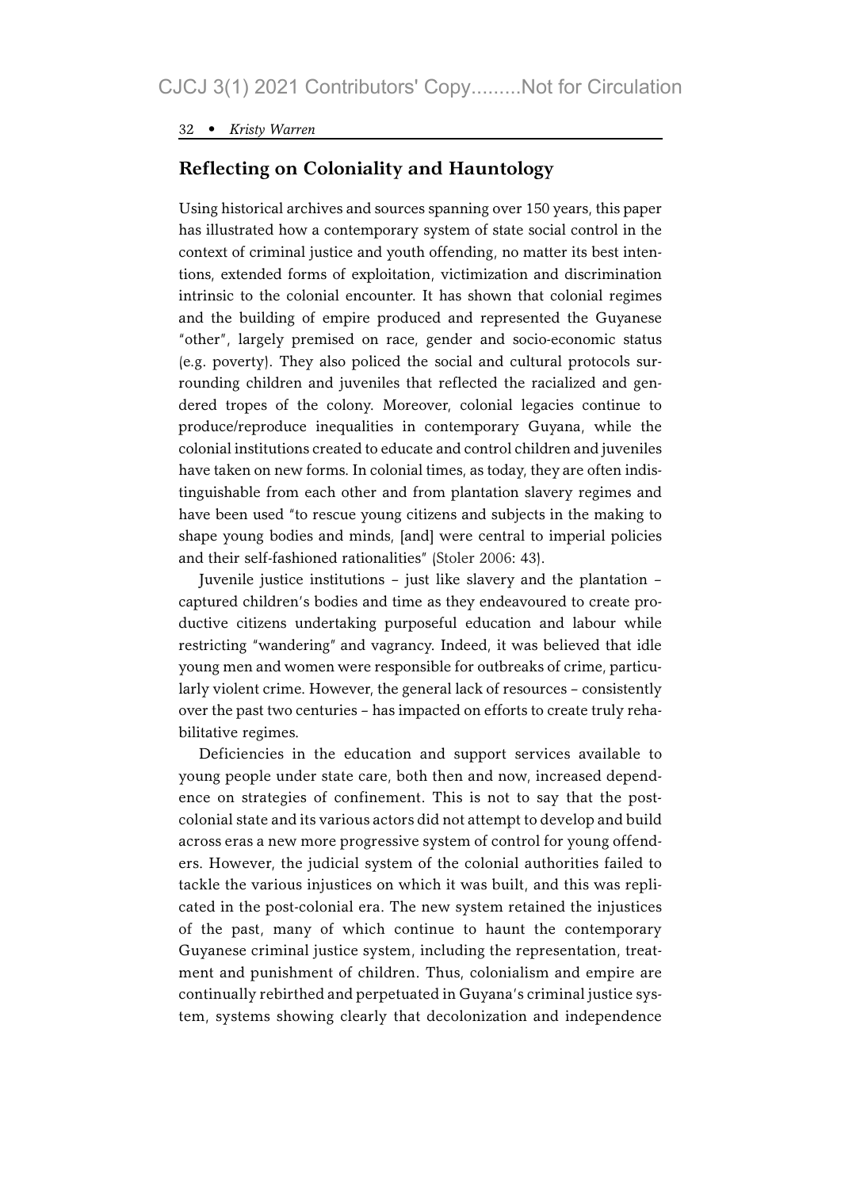## Reflecting on Coloniality and Hauntology

Using historical archives and sources spanning over 150 years, this paper has illustrated how a contemporary system of state social control in the context of criminal justice and youth offending, no matter its best intentions, extended forms of exploitation, victimization and discrimination intrinsic to the colonial encounter. It has shown that colonial regimes and the building of empire produced and represented the Guyanese "other", largely premised on race, gender and socio-economic status (e.g. poverty). They also policed the social and cultural protocols surrounding children and juveniles that reflected the racialized and gendered tropes of the colony. Moreover, colonial legacies continue to produce/reproduce inequalities in contemporary Guyana, while the colonial institutions created to educate and control children and juveniles have taken on new forms. In colonial times, as today, they are often indistinguishable from each other and from plantation slavery regimes and have been used "to rescue young citizens and subjects in the making to shape young bodies and minds, [and] were central to imperial policies and their self-fashioned rationalities" (Stoler 2006: 43).

Juvenile justice institutions – just like slavery and the plantation – captured children's bodies and time as they endeavoured to create productive citizens undertaking purposeful education and labour while restricting "wandering" and vagrancy. Indeed, it was believed that idle young men and women were responsible for outbreaks of crime, particularly violent crime. However, the general lack of resources – consistently over the past two centuries – has impacted on efforts to create truly rehabilitative regimes.

Deficiencies in the education and support services available to young people under state care, both then and now, increased dependence on strategies of confinement. This is not to say that the post-colonial state and its various actors did not attempt to develop and build across eras a new more progressive system of control for young offenders. However, the judicial system of the colonial authorities failed to tackle the various injustices on which it was built, and this was replicated in the post-colonial era. The new system retained the injustices of the past, many of which continue to haunt the contemporary Guyanese criminal justice system, including the representation, treatment and punishment of children. Thus, colonialism and empire are continually rebirthed and perpetuated in Guyana's criminal justice system, systems showing clearly that decolonization and independence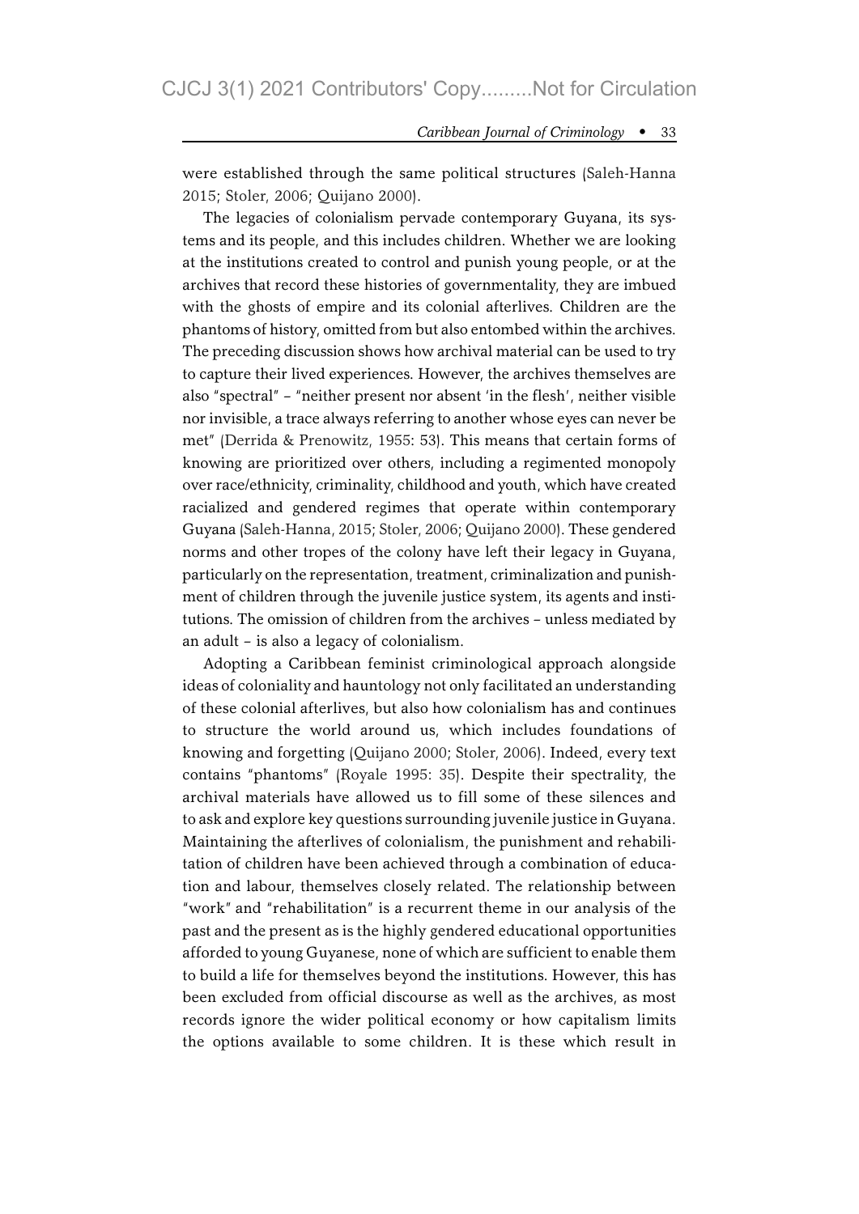were established through the same political structures (Saleh-Hanna 2015; Stoler, 2006; Quijano 2000).

The legacies of colonialism pervade contemporary Guyana, its systems and its people, and this includes children. Whether we are looking at the institutions created to control and punish young people, or at the archives that record these histories of governmentality, they are imbued with the ghosts of empire and its colonial afterlives. Children are the phantoms of history, omitted from but also entombed within the archives. The preceding discussion shows how archival material can be used to try to capture their lived experiences. However, the archives themselves are also "spectral" – "neither present nor absent 'in the flesh', neither visible nor invisible, a trace always referring to another whose eyes can never be met" (Derrida & Prenowitz, 1955: 53). This means that certain forms of knowing are prioritized over others, including a regimented monopoly over race/ethnicity, criminality, childhood and youth, which have created racialized and gendered regimes that operate within contemporary Guyana (Saleh-Hanna, 2015; Stoler, 2006; Quijano 2000). These gendered norms and other tropes of the colony have left their legacy in Guyana, particularly on the representation, treatment, criminalization and punishment of children through the juvenile justice system, its agents and institutions. The omission of children from the archives – unless mediated by an adult – is also a legacy of colonialism.

Adopting a Caribbean feminist criminological approach alongside ideas of coloniality and hauntology not only facilitated an understanding of these colonial afterlives, but also how colonialism has and continues to structure the world around us, which includes foundations of knowing and forgetting (Quijano 2000; Stoler, 2006). Indeed, every text contains "phantoms" (Royale 1995: 35). Despite their spectrality, the archival materials have allowed us to fill some of these silences and to ask and explore key questions surrounding juvenile justice in Guyana. Maintaining the afterlives of colonialism, the punishment and rehabilitation of children have been achieved through a combination of education and labour, themselves closely related. The relationship between "work" and "rehabilitation" is a recurrent theme in our analysis of the past and the present as is the highly gendered educational opportunities afforded to young Guyanese, none of which are sufficient to enable them to build a life for themselves beyond the institutions. However, this has been excluded from official discourse as well as the archives, as most records ignore the wider political economy or how capitalism limits the options available to some children. It is these which result in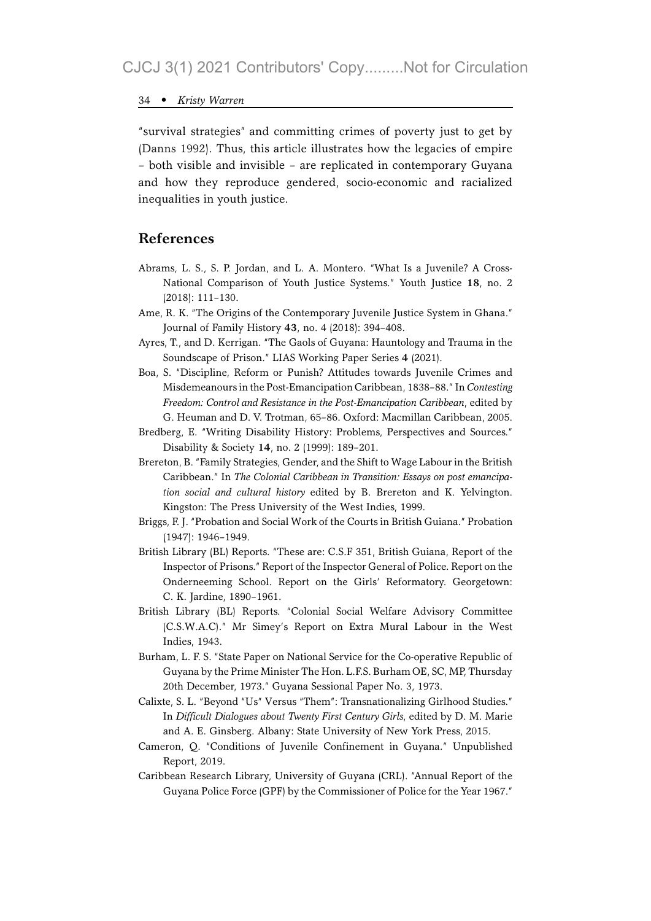"survival strategies" and committing crimes of poverty just to get by (Danns 1992). Thus, this article illustrates how the legacies of empire – both visible and invisible – are replicated in contemporary Guyana and how they reproduce gendered, socio-economic and racialized inequalities in youth justice.

## References

Abrams, L. S., S. P. Jordan, and L. A. Montero. "What Is a Juvenile? A Cross-National Comparison of Youth Justice Systems." Youth Justice **18**, no. 2 (2018): 111–130.

Ame, R. K. "The Origins of the Contemporary Juvenile Justice System in Ghana." Journal of Family History **43**, no. 4 (2018): 394–408.

Ayres, T., and D. Kerrigan. "The Gaols of Guyana: Hauntology and Trauma in the Soundscape of Prison." LIAS Working Paper Series **4** (2021).

Boa, S. "Discipline, Reform or Punish? Attitudes towards Juvenile Crimes and Misdemeanours in the Post-Emancipation Caribbean, 1838–88." In *Contesting Freedom: Control and Resistance in the Post-Emancipation Caribbean*, edited by G. Heuman and D. V. Trotman, 65–86. Oxford: Macmillan Caribbean, 2005.

Bredberg, E. "Writing Disability History: Problems, Perspectives and Sources." Disability & Society **14**, no. 2 (1999): 189–201.

Brereton, B. "Family Strategies, Gender, and the Shift to Wage Labour in the British Caribbean." In *The Colonial Caribbean in Transition: Essays on post emancipation social and cultural history* edited by B. Brereton and K. Yelvington. Kingston: The Press University of the West Indies, 1999.

Briggs, F. J. "Probation and Social Work of the Courts in British Guiana." Probation (1947): 1946–1949.

British Library (BL) Reports. "These are: C.S.F 351, British Guiana, Report of the Inspector of Prisons." Report of the Inspector General of Police. Report on the Onderneeming School. Report on the Girls' Reformatory. Georgetown: C. K. Jardine, 1890–1961.

British Library (BL) Reports. "Colonial Social Welfare Advisory Committee (C.S.W.A.C)." Mr Simey's Report on Extra Mural Labour in the West Indies, 1943.

Burham, L. F. S. "State Paper on National Service for the Co-operative Republic of Guyana by the Prime Minister The Hon. L.F.S. Burham OE, SC, MP, Thursday 20th December, 1973." Guyana Sessional Paper No. 3, 1973.

Calixte, S. L. "Beyond "Us" Versus "Them": Transnationalizing Girlhood Studies." In *Difficult Dialogues about Twenty First Century Girls*, edited by D. M. Marie and A. E. Ginsberg. Albany: State University of New York Press, 2015.

Cameron, Q. "Conditions of Juvenile Confinement in Guyana." Unpublished Report, 2019.

Caribbean Research Library, University of Guyana (CRL). "Annual Report of the Guyana Police Force (GPF) by the Commissioner of Police for the Year 1967."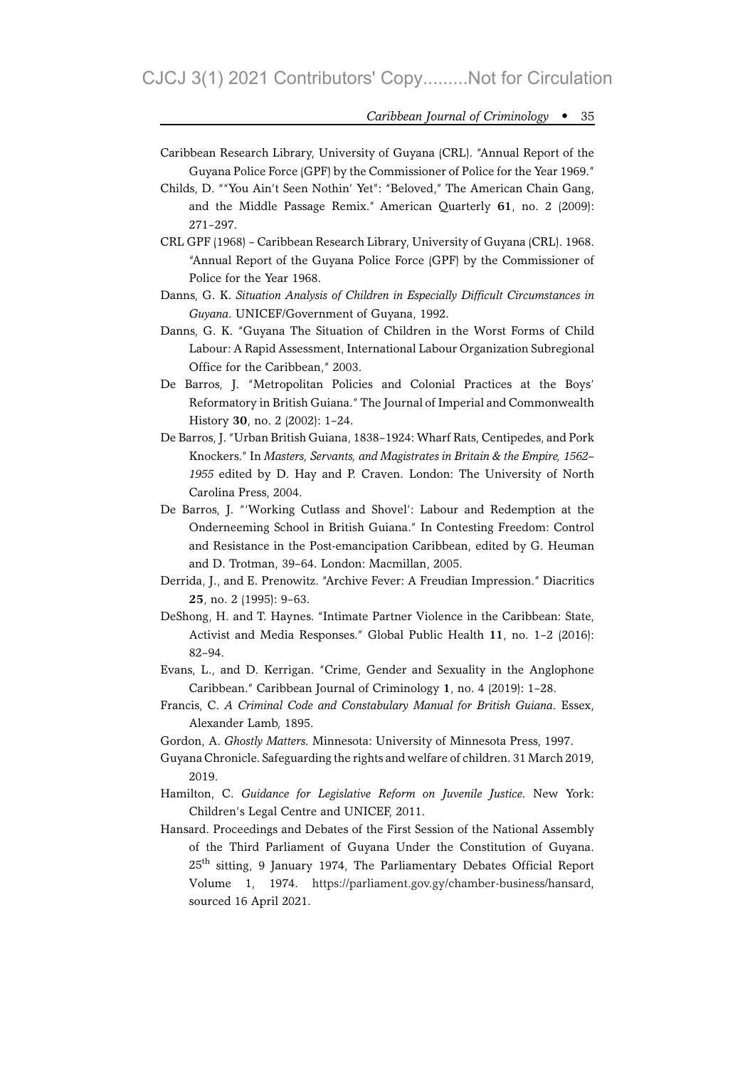Caribbean Research Library, University of Guyana (CRL). "Annual Report of the Guyana Police Force (GPF) by the Commissioner of Police for the Year 1969."

Childs, D. ""You Ain't Seen Nothin' Yet": "Beloved," The American Chain Gang, and the Middle Passage Remix." American Quarterly **61**, no. 2 (2009): 271–297.

CRL GPF (1968) – Caribbean Research Library, University of Guyana (CRL). 1968. "Annual Report of the Guyana Police Force (GPF) by the Commissioner of Police for the Year 1968.

Danns, G. K. *Situation Analysis of Children in Especially Difficult Circumstances in Guyana*. UNICEF/Government of Guyana, 1992.

Danns, G. K. "Guyana The Situation of Children in the Worst Forms of Child Labour: A Rapid Assessment, International Labour Organization Subregional Office for the Caribbean," 2003.

De Barros, J. "Metropolitan Policies and Colonial Practices at the Boys' Reformatory in British Guiana." The Journal of Imperial and Commonwealth History **30**, no. 2 (2002): 1–24.

De Barros, J. "Urban British Guiana, 1838–1924: Wharf Rats, Centipedes, and Pork Knockers." In *Masters, Servants, and Magistrates in Britain & the Empire, 1562–1955* edited by D. Hay and P. Craven. London: The University of North Carolina Press, 2004.

De Barros, J. "'Working Cutlass and Shovel': Labour and Redemption at the Onderneeming School in British Guiana." In Contesting Freedom: Control and Resistance in the Post-emancipation Caribbean, edited by G. Heuman and D. Trotman, 39–64. London: Macmillan, 2005.

Derrida, J., and E. Prenowitz. "Archive Fever: A Freudian Impression." Diacritics **25**, no. 2 (1995): 9–63.

DeShong, H. and T. Haynes. "Intimate Partner Violence in the Caribbean: State, Activist and Media Responses." Global Public Health **11**, no. 1–2 (2016): 82–94.

Evans, L., and D. Kerrigan. "Crime, Gender and Sexuality in the Anglophone Caribbean." Caribbean Journal of Criminology **1**, no. 4 (2019): 1–28.

Francis, C. *A Criminal Code and Constabulary Manual for British Guiana*. Essex, Alexander Lamb, 1895.

Gordon, A. *Ghostly Matters*. Minnesota: University of Minnesota Press, 1997.

Guyana Chronicle. Safeguarding the rights and welfare of children. 31 March 2019, 2019.

Hamilton, C. *Guidance for Legislative Reform on Juvenile Justice*. New York: Children's Legal Centre and UNICEF, 2011.

Hansard. Proceedings and Debates of the First Session of the National Assembly of the Third Parliament of Guyana Under the Constitution of Guyana. 25th sitting, 9 January 1974, The Parliamentary Debates Official Report Volume 1, 1974. https://parliament.gov.gy/chamber-business/hansard, sourced 16 April 2021.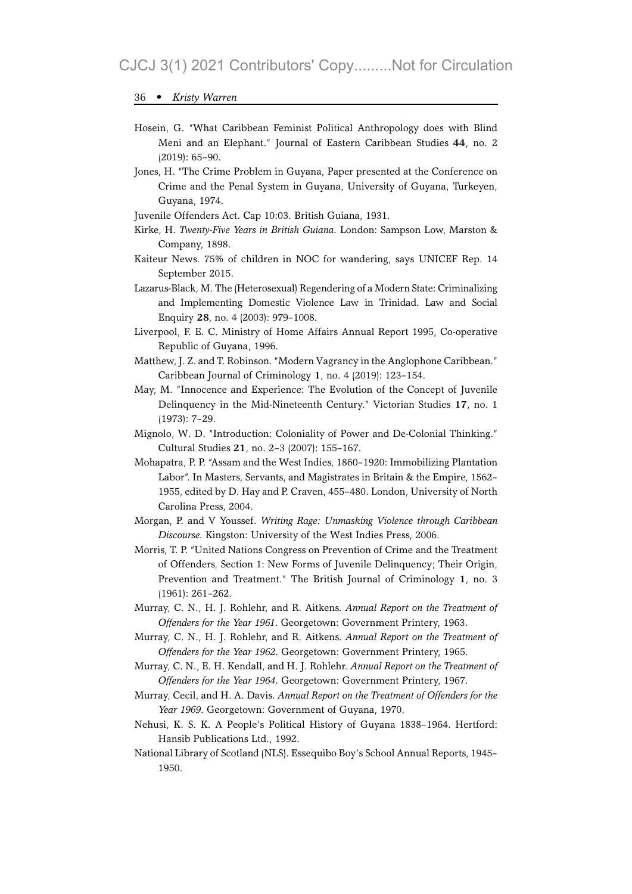Hosein, G. "What Caribbean Feminist Political Anthropology does with Blind Meni and an Elephant." Journal of Eastern Caribbean Studies **44**, no. 2 (2019): 65–90.

Jones, H. "The Crime Problem in Guyana, Paper presented at the Conference on Crime and the Penal System in Guyana, University of Guyana, Turkeyen, Guyana, 1974.

Juvenile Offenders Act. Cap 10:03. British Guiana, 1931.

Kirke, H. *Twenty-Five Years in British Guiana*. London: Sampson Low, Marston & Company, 1898.

Kaiteur News. 75% of children in NOC for wandering, says UNICEF Rep. 14 September 2015.

Lazarus-Black, M. The (Heterosexual) Regendering of a Modern State: Criminalizing and Implementing Domestic Violence Law in Trinidad. Law and Social Enquiry **28**, no. 4 (2003): 979–1008.

Liverpool, F. E. C. Ministry of Home Affairs Annual Report 1995, Co-operative Republic of Guyana, 1996.

Matthew, J. Z. and T. Robinson. "Modern Vagrancy in the Anglophone Caribbean." Caribbean Journal of Criminology **1**, no. 4 (2019): 123–154.

May, M. "Innocence and Experience: The Evolution of the Concept of Juvenile Delinquency in the Mid-Nineteenth Century." Victorian Studies **17**, no. 1 (1973): 7–29.

Mignolo, W. D. "Introduction: Coloniality of Power and De-Colonial Thinking." Cultural Studies **21**, no. 2–3 (2007): 155–167.

Mohapatra, P. P. "Assam and the West Indies, 1860–1920: Immobilizing Plantation Labor". In Masters, Servants, and Magistrates in Britain & the Empire, 1562–1955, edited by D. Hay and P. Craven, 455–480. London, University of North Carolina Press, 2004.

Morgan, P. and V Youssef. *Writing Rage: Unmasking Violence through Caribbean Discourse.* Kingston: University of the West Indies Press, 2006.

Morris, T. P. "United Nations Congress on Prevention of Crime and the Treatment of Offenders, Section 1: New Forms of Juvenile Delinquency; Their Origin, Prevention and Treatment." The British Journal of Criminology **1**, no. 3 (1961): 261–262.

Murray, C. N., H. J. Rohlehr, and R. Aitkens. *Annual Report on the Treatment of Offenders for the Year 1961*. Georgetown: Government Printery, 1963.

Murray, C. N., H. J. Rohlehr, and R. Aitkens. *Annual Report on the Treatment of Offenders for the Year 1962*. Georgetown: Government Printery, 1965.

Murray, C. N., E. H. Kendall, and H. J. Rohlehr. *Annual Report on the Treatment of Offenders for the Year 1964*. Georgetown: Government Printery, 1967.

Murray, Cecil, and H. A. Davis. *Annual Report on the Treatment of Offenders for the Year 1969*. Georgetown: Government of Guyana, 1970.

Nehusi, K. S. K. A People's Political History of Guyana 1838–1964. Hertford: Hansib Publications Ltd., 1992.

National Library of Scotland (NLS). Essequibo Boy's School Annual Reports, 1945–1950.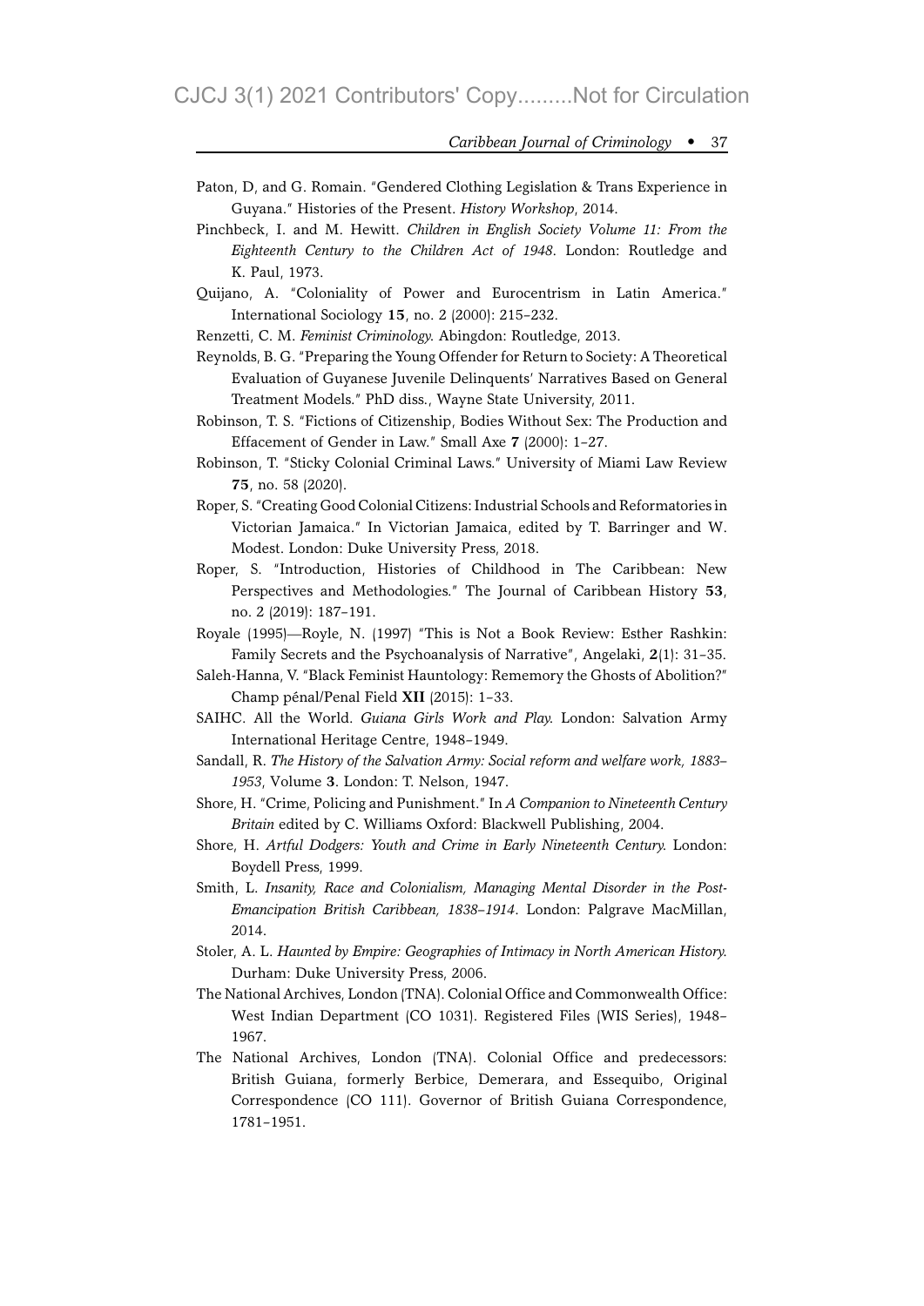Paton, D, and G. Romain. "Gendered Clothing Legislation & Trans Experience in Guyana." Histories of the Present. *History Workshop*, 2014.

Pinchbeck, I. and M. Hewitt. *Children in English Society Volume 11: From the Eighteenth Century to the Children Act of 1948*. London: Routledge and K. Paul, 1973.

Quijano, A. "Coloniality of Power and Eurocentrism in Latin America." International Sociology **15**, no. 2 (2000): 215–232.

Renzetti, C. M. *Feminist Criminology*. Abingdon: Routledge, 2013.

Reynolds, B. G. "Preparing the Young Offender for Return to Society: A Theoretical Evaluation of Guyanese Juvenile Delinquents' Narratives Based on General Treatment Models." PhD diss., Wayne State University, 2011.

Robinson, T. S. "Fictions of Citizenship, Bodies Without Sex: The Production and Effacement of Gender in Law." Small Axe **7** (2000): 1–27.

Robinson, T. "Sticky Colonial Criminal Laws." University of Miami Law Review **75**, no. 58 (2020).

Roper, S. "Creating Good Colonial Citizens: Industrial Schools and Reformatories in Victorian Jamaica." In Victorian Jamaica, edited by T. Barringer and W. Modest. London: Duke University Press, 2018.

Roper, S. "Introduction, Histories of Childhood in The Caribbean: New Perspectives and Methodologies." The Journal of Caribbean History **53**, no. 2 (2019): 187–191.

Royale (1995)—Royle, N. (1997) "This is Not a Book Review: Esther Rashkin: Family Secrets and the Psychoanalysis of Narrative", Angelaki, **2**(1): 31–35.

Saleh-Hanna, V. "Black Feminist Hauntology: Rememory the Ghosts of Abolition?" Champ pénal/Penal Field **XII** (2015): 1–33.

SAIHC. All the World. *Guiana Girls Work and Play*. London: Salvation Army International Heritage Centre, 1948–1949.

Sandall, R. *The History of the Salvation Army: Social reform and welfare work, 1883–1953*, Volume **3**. London: T. Nelson, 1947.

Shore, H. "Crime, Policing and Punishment." In *A Companion to Nineteenth Century Britain* edited by C. Williams Oxford: Blackwell Publishing, 2004.

Shore, H. *Artful Dodgers: Youth and Crime in Early Nineteenth Century*. London: Boydell Press, 1999.

Smith, L. *Insanity, Race and Colonialism, Managing Mental Disorder in the Post-Emancipation British Caribbean, 1838–1914*. London: Palgrave MacMillan, 2014.

Stoler, A. L. *Haunted by Empire: Geographies of Intimacy in North American History*. Durham: Duke University Press, 2006.

The National Archives, London (TNA). Colonial Office and Commonwealth Office: West Indian Department (CO 1031). Registered Files (WIS Series), 1948–1967.

The National Archives, London (TNA). Colonial Office and predecessors: British Guiana, formerly Berbice, Demerara, and Essequibo, Original Correspondence (CO 111). Governor of British Guiana Correspondence, 1781–1951.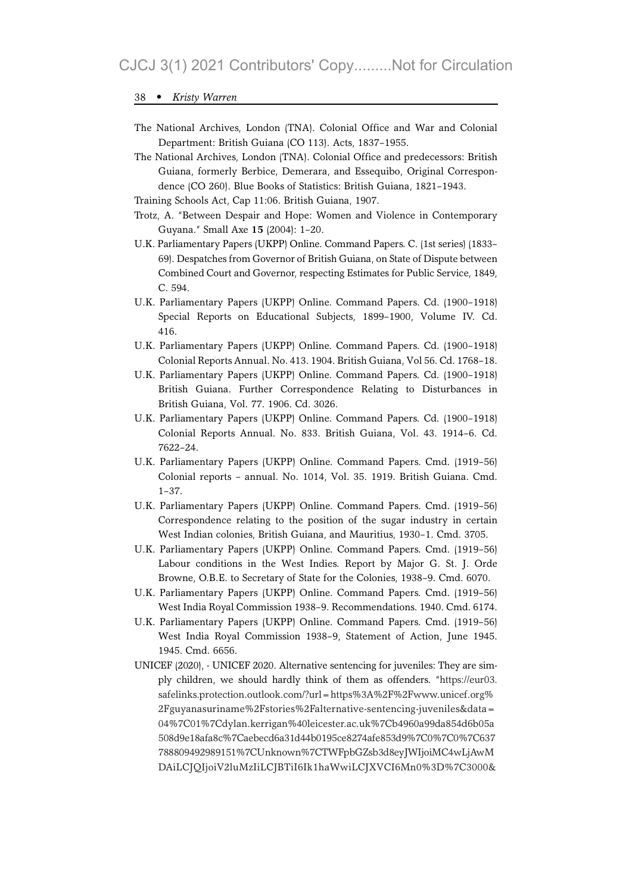The National Archives, London (TNA). Colonial Office and War and Colonial Department: British Guiana (CO 113). Acts, 1837–1955.

The National Archives, London (TNA). Colonial Office and predecessors: British Guiana, formerly Berbice, Demerara, and Essequibo, Original Correspondence (CO 260). Blue Books of Statistics: British Guiana, 1821–1943.

Training Schools Act, Cap 11:06. British Guiana, 1907.

Trotz, A. "Between Despair and Hope: Women and Violence in Contemporary Guyana." Small Axe **15** (2004): 1–20.

U.K. Parliamentary Papers (UKPP) Online. Command Papers. C. (1st series) (1833–69). Despatches from Governor of British Guiana, on State of Dispute between Combined Court and Governor, respecting Estimates for Public Service, 1849, C. 594.

U.K. Parliamentary Papers (UKPP) Online. Command Papers. Cd. (1900–1918) Special Reports on Educational Subjects, 1899–1900, Volume IV. Cd. 416.

U.K. Parliamentary Papers (UKPP) Online. Command Papers. Cd. (1900–1918) Colonial Reports Annual. No. 413. 1904. British Guiana, Vol 56. Cd. 1768–18.

U.K. Parliamentary Papers (UKPP) Online. Command Papers. Cd. (1900–1918) British Guiana. Further Correspondence Relating to Disturbances in British Guiana, Vol. 77. 1906. Cd. 3026.

U.K. Parliamentary Papers (UKPP) Online. Command Papers. Cd. (1900–1918) Colonial Reports Annual. No. 833. British Guiana, Vol. 43. 1914–6. Cd. 7622–24.

U.K. Parliamentary Papers (UKPP) Online. Command Papers. Cmd. (1919–56) Colonial reports – annual. No. 1014, Vol. 35. 1919. British Guiana. Cmd. 1–37.

U.K. Parliamentary Papers (UKPP) Online. Command Papers. Cmd. (1919–56) Correspondence relating to the position of the sugar industry in certain West Indian colonies, British Guiana, and Mauritius, 1930–1. Cmd. 3705.

U.K. Parliamentary Papers (UKPP) Online. Command Papers. Cmd. (1919–56) Labour conditions in the West Indies. Report by Major G. St. J. Orde Browne, O.B.E. to Secretary of State for the Colonies, 1938–9. Cmd. 6070.

U.K. Parliamentary Papers (UKPP) Online. Command Papers. Cmd. (1919–56) West India Royal Commission 1938–9. Recommendations. 1940. Cmd. 6174.

U.K. Parliamentary Papers (UKPP) Online. Command Papers. Cmd. (1919–56) West India Royal Commission 1938–9, Statement of Action, June 1945. 1945. Cmd. 6656.

UNICEF (2020), - UNICEF 2020. Alternative sentencing for juveniles: They are simply children, we should hardly think of them as offenders. "https://eur03.safelinks.protection.outlook.com/?url=https%3A%2F%2Fwww.unicef.org%2Fguyanasuriname%2Fstories%2Falternative-sentencing-juveniles&data=04%7C01%7Cdylan.kerrigan%40leicester.ac.uk%7Cb4960a99da854d6b05a508d9e18afa8c%7Caebecd6a31d44b0195ce8274afe853d9%7C0%7C0%7C637788809492989151%7CUnknown%7CTWFpbGZsb3d8eyJWIjoiMC4wLjAwMDAiLCJQIjoiV2luMzIiLCJBTiI6Ik1haWwiLCJXVCI6Mn0%3D%7C3000&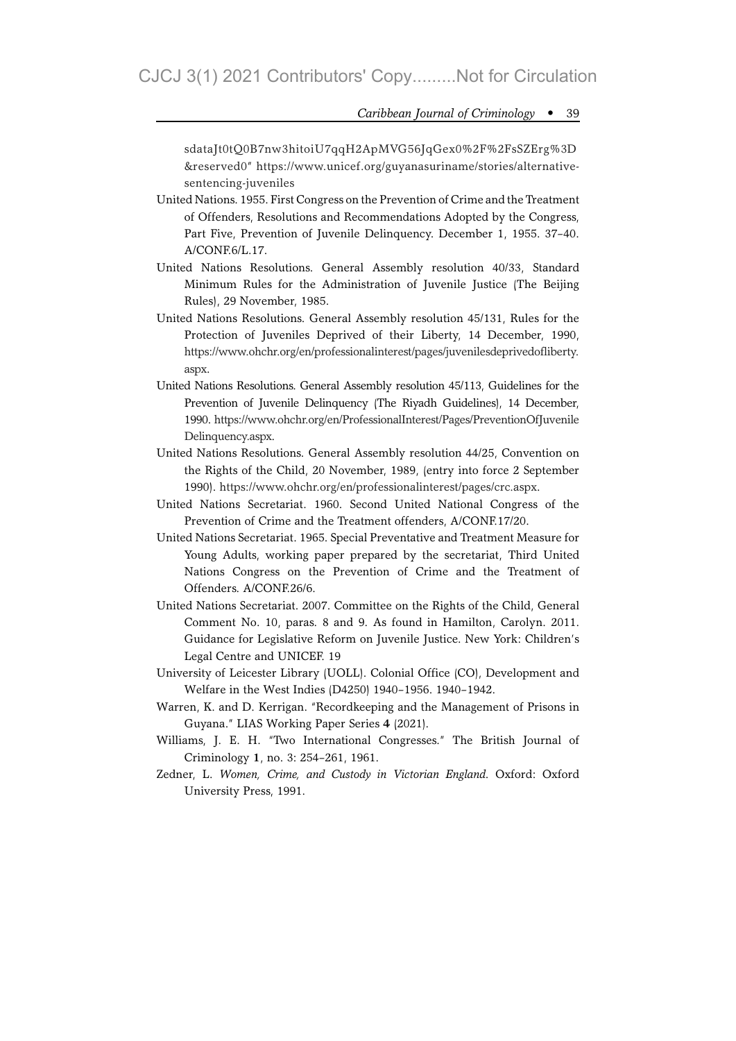sdataJt0tQ0B7nw3hitoiU7qqH2ApMVG56JqGex0%2F%2FsSZErg%3D&reserved0" https://www.unicef.org/guyanasuriname/stories/alternative-sentencing-juveniles

United Nations. 1955. First Congress on the Prevention of Crime and the Treatment of Offenders, Resolutions and Recommendations Adopted by the Congress, Part Five, Prevention of Juvenile Delinquency. December 1, 1955. 37–40. A/CONF.6/L.17.

United Nations Resolutions. General Assembly resolution 40/33, Standard Minimum Rules for the Administration of Juvenile Justice (The Beijing Rules), 29 November, 1985.

United Nations Resolutions. General Assembly resolution 45/131, Rules for the Protection of Juveniles Deprived of their Liberty, 14 December, 1990, https://www.ohchr.org/en/professionalinterest/pages/juvenilesdeprivedofliberty.aspx.

United Nations Resolutions. General Assembly resolution 45/113, Guidelines for the Prevention of Juvenile Delinquency (The Riyadh Guidelines), 14 December, 1990. https://www.ohchr.org/en/ProfessionalInterest/Pages/PreventionOfJuvenileDelinquency.aspx.

United Nations Resolutions. General Assembly resolution 44/25, Convention on the Rights of the Child, 20 November, 1989, (entry into force 2 September 1990). https://www.ohchr.org/en/professionalinterest/pages/crc.aspx.

United Nations Secretariat. 1960. Second United National Congress of the Prevention of Crime and the Treatment offenders, A/CONF.17/20.

United Nations Secretariat. 1965. Special Preventative and Treatment Measure for Young Adults, working paper prepared by the secretariat, Third United Nations Congress on the Prevention of Crime and the Treatment of Offenders. A/CONF.26/6.

United Nations Secretariat. 2007. Committee on the Rights of the Child, General Comment No. 10, paras. 8 and 9. As found in Hamilton, Carolyn. 2011. Guidance for Legislative Reform on Juvenile Justice. New York: Children's Legal Centre and UNICEF. 19

University of Leicester Library (UOLL). Colonial Office (CO), Development and Welfare in the West Indies (D4250) 1940–1956. 1940–1942.

Warren, K. and D. Kerrigan. "Recordkeeping and the Management of Prisons in Guyana." LIAS Working Paper Series **4** (2021).

Williams, J. E. H. "Two International Congresses." The British Journal of Criminology **1**, no. 3: 254–261, 1961.

Zedner, L. *Women, Crime, and Custody in Victorian England.* Oxford: Oxford University Press, 1991.